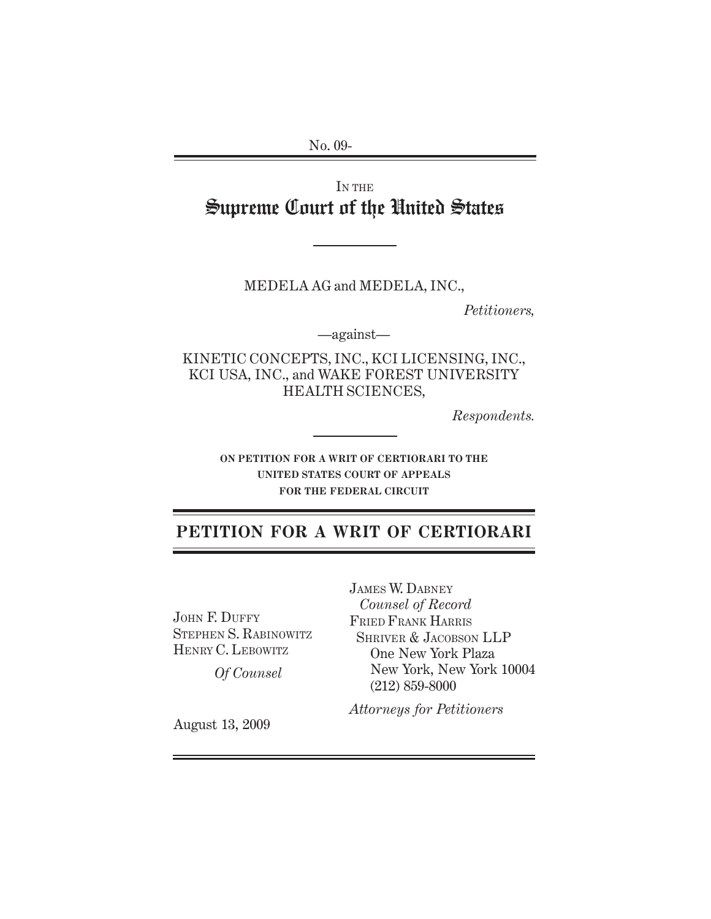No. 09-

IN THE
# Supreme Court of the United States

MEDELA AG and MEDELA, INC.,

*Petitioners,*

—against—

KINETIC CONCEPTS, INC., KCI LICENSING, INC., KCI USA, INC., and WAKE FOREST UNIVERSITY HEALTH SCIENCES,

*Respondents.*

**ON PETITION FOR A WRIT OF CERTIORARI TO THE UNITED STATES COURT OF APPEALS FOR THE FEDERAL CIRCUIT**

## PETITION FOR A WRIT OF CERTIORARI

JOHN F. DUFFY
STEPHEN S. RABINOWITZ
HENRY C. LEBOWITZ

*Of Counsel*

JAMES W. DABNEY
*Counsel of Record*
FRIED FRANK HARRIS
SHRIVER & JACOBSON LLP
One New York Plaza
New York, New York 10004
(212) 859-8000

*Attorneys for Petitioners*

August 13, 2009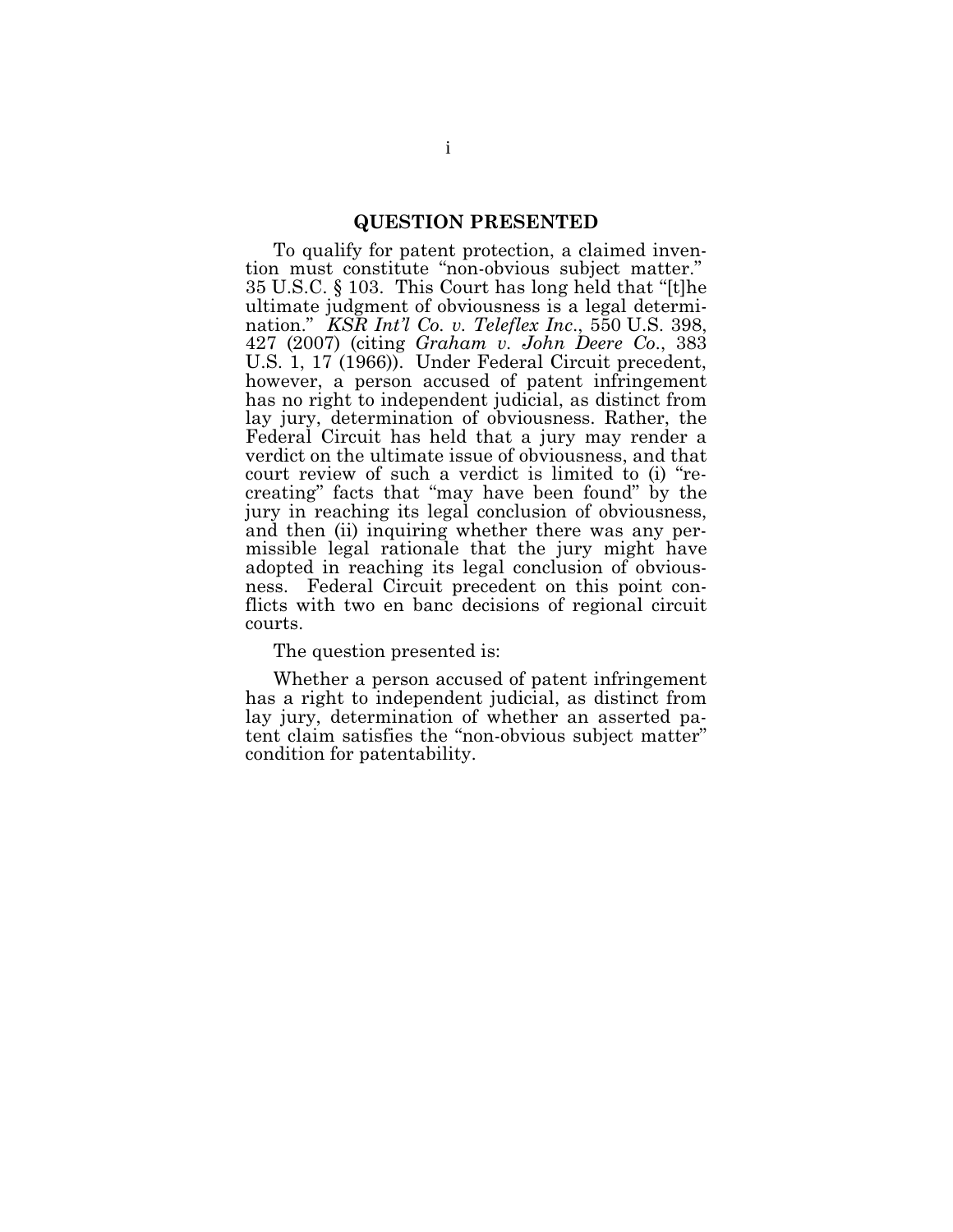## QUESTION PRESENTED

To qualify for patent protection, a claimed invention must constitute "non-obvious subject matter." 35 U.S.C. § 103. This Court has long held that "[t]he ultimate judgment of obviousness is a legal determination." *KSR Int'l Co. v. Teleflex Inc*., 550 U.S. 398, 427 (2007) (citing *Graham v. John Deere Co*., 383 U.S. 1, 17 (1966)). Under Federal Circuit precedent, however, a person accused of patent infringement has no right to independent judicial, as distinct from lay jury, determination of obviousness. Rather, the Federal Circuit has held that a jury may render a verdict on the ultimate issue of obviousness, and that court review of such a verdict is limited to (i) "recreating" facts that "may have been found" by the jury in reaching its legal conclusion of obviousness, and then (ii) inquiring whether there was any permissible legal rationale that the jury might have adopted in reaching its legal conclusion of obviousness. Federal Circuit precedent on this point conflicts with two en banc decisions of regional circuit courts.

The question presented is:

Whether a person accused of patent infringement has a right to independent judicial, as distinct from lay jury, determination of whether an asserted patent claim satisfies the "non-obvious subject matter" condition for patentability.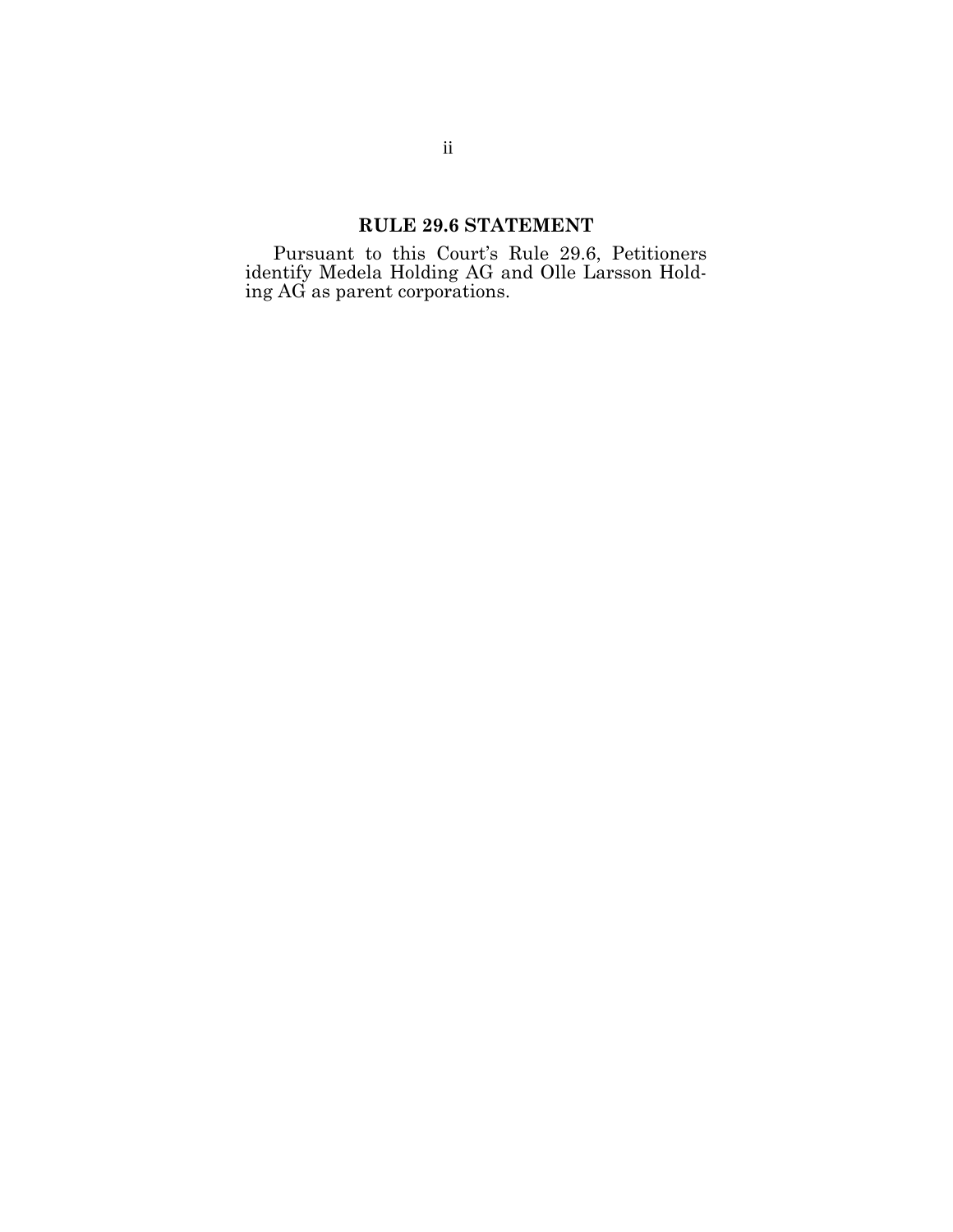## RULE 29.6 STATEMENT

Pursuant to this Court's Rule 29.6, Petitioners identify Medela Holding AG and Olle Larsson Holding AG as parent corporations.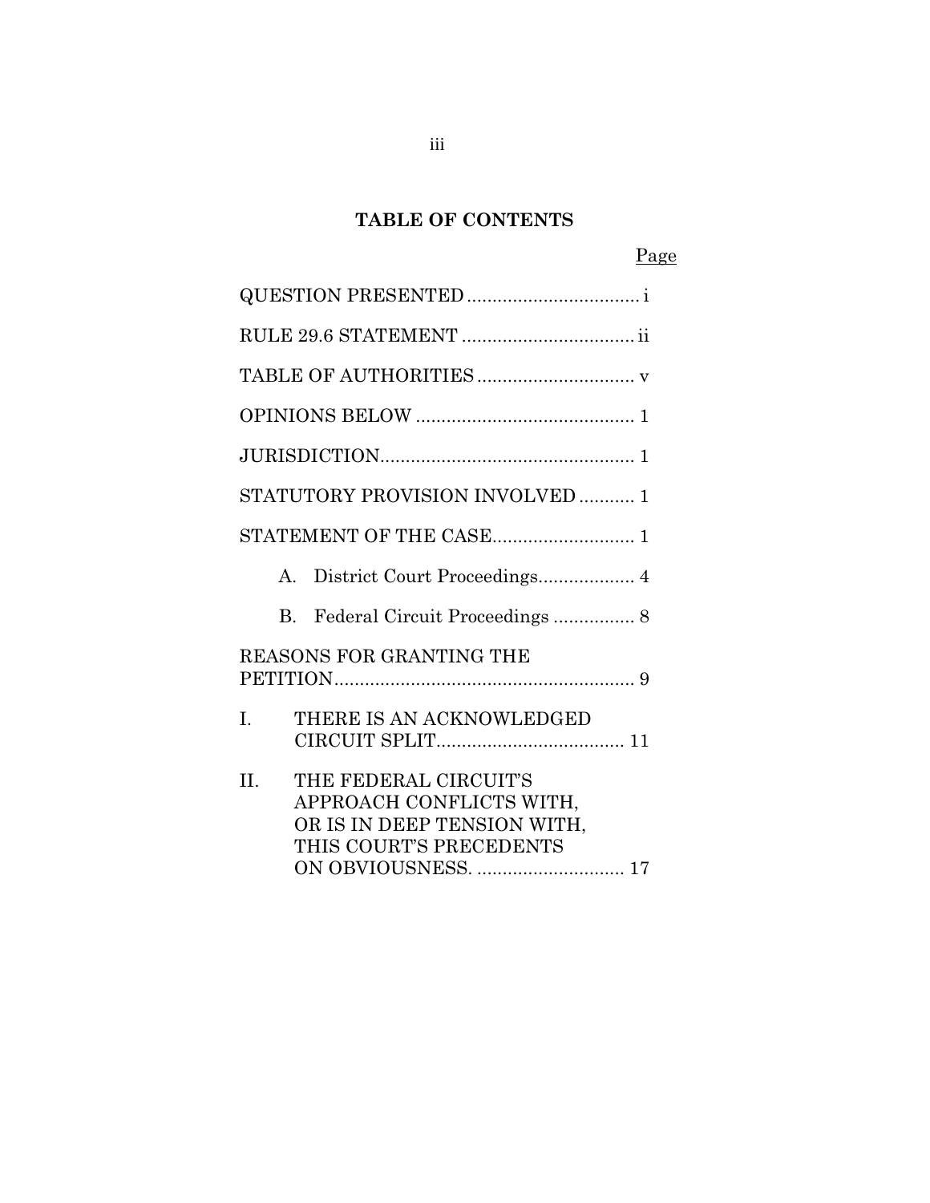## TABLE OF CONTENTS

| | Page |
|---|---|
| QUESTION PRESENTED | i |
| RULE 29.6 STATEMENT | ii |
| TABLE OF AUTHORITIES | v |
| OPINIONS BELOW | 1 |
| JURISDICTION | 1 |
| STATUTORY PROVISION INVOLVED | 1 |
| STATEMENT OF THE CASE | 1 |
| A. District Court Proceedings | 4 |
| B. Federal Circuit Proceedings | 8 |
| REASONS FOR GRANTING THE PETITION | 9 |
| I. THERE IS AN ACKNOWLEDGED CIRCUIT SPLIT | 11 |
| II. THE FEDERAL CIRCUIT'S APPROACH CONFLICTS WITH, OR IS IN DEEP TENSION WITH, THIS COURT'S PRECEDENTS ON OBVIOUSNESS. | 17 |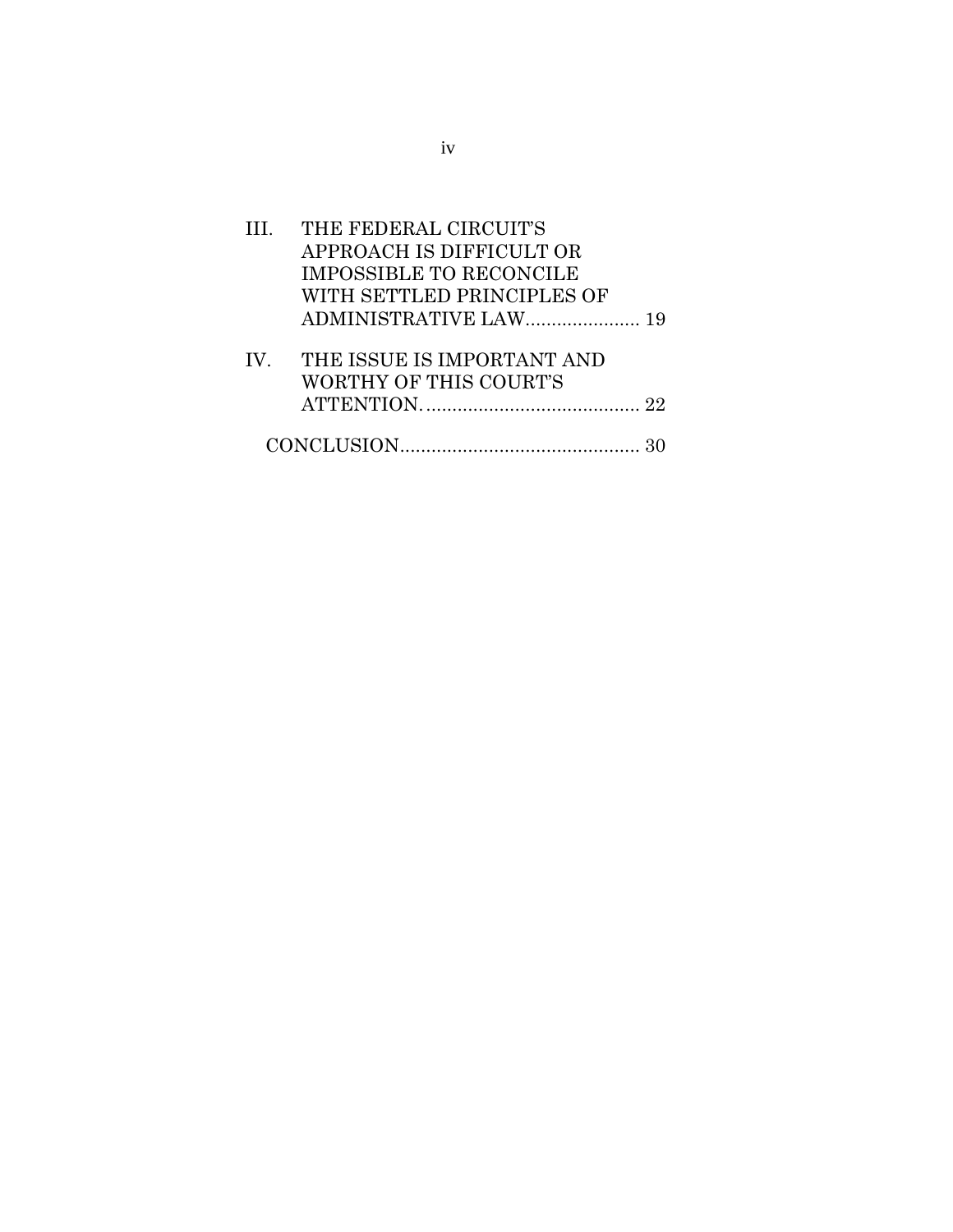III. THE FEDERAL CIRCUIT'S APPROACH IS DIFFICULT OR IMPOSSIBLE TO RECONCILE WITH SETTLED PRINCIPLES OF ADMINISTRATIVE LAW...................... 19

IV. THE ISSUE IS IMPORTANT AND WORTHY OF THIS COURT'S ATTENTION.......................................... 22

CONCLUSION.............................................. 30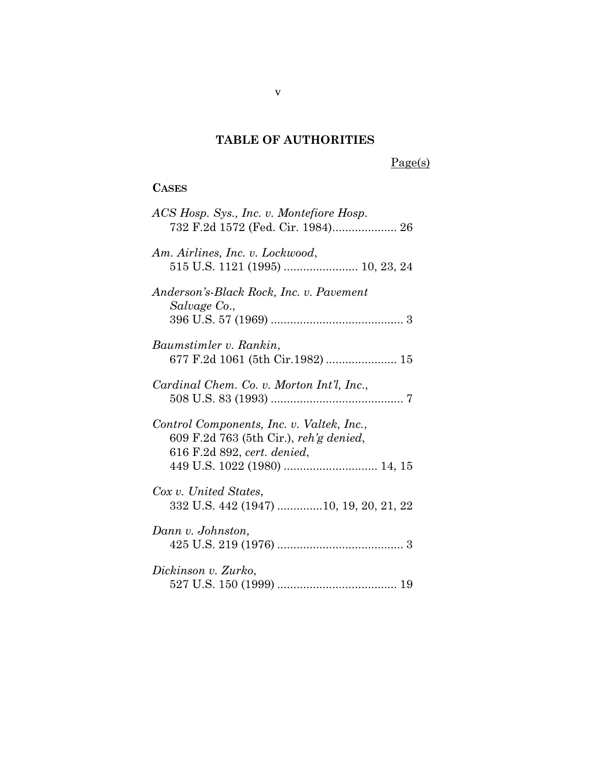## TABLE OF AUTHORITIES

Page(s)

**CASES**

*ACS Hosp. Sys., Inc. v. Montefiore Hosp.*
732 F.2d 1572 (Fed. Cir. 1984).................... 26

*Am. Airlines, Inc. v. Lockwood*,
515 U.S. 1121 (1995) ....................... 10, 23, 24

*Anderson's-Black Rock, Inc. v. Pavement Salvage Co.*,
396 U.S. 57 (1969) ......................................... 3

*Baumstimler v. Rankin*,
677 F.2d 1061 (5th Cir.1982) ...................... 15

*Cardinal Chem. Co. v. Morton Int'l, Inc.*,
508 U.S. 83 (1993) ......................................... 7

*Control Components, Inc. v. Valtek, Inc.*,
609 F.2d 763 (5th Cir.), *reh'g denied*,
616 F.2d 892, *cert. denied*,
449 U.S. 1022 (1980) ............................ 14, 15

*Cox v. United States*,
332 U.S. 442 (1947) ..............10, 19, 20, 21, 22

*Dann v. Johnston,*
425 U.S. 219 (1976) ....................................... 3

*Dickinson v. Zurko*,
527 U.S. 150 (1999) ..................................... 19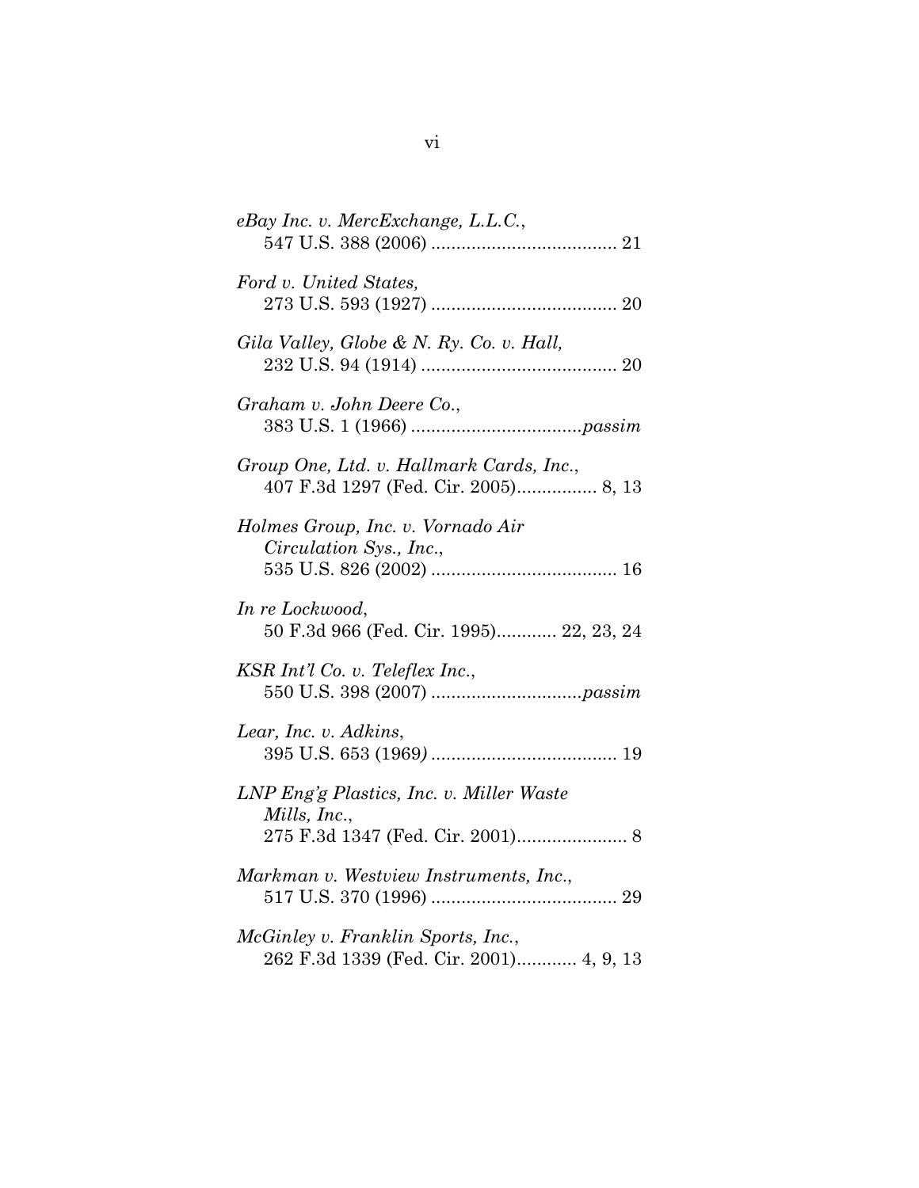*eBay Inc. v. MercExchange, L.L.C.*,
547 U.S. 388 (2006) ..................................... 21

*Ford v. United States*,
273 U.S. 593 (1927) ..................................... 20

*Gila Valley, Globe & N. Ry. Co. v. Hall*,
232 U.S. 94 (1914) ....................................... 20

*Graham v. John Deere Co.*,
383 U.S. 1 (1966) .................................*passim*

*Group One, Ltd. v. Hallmark Cards, Inc.*,
407 F.3d 1297 (Fed. Cir. 2005)................ 8, 13

*Holmes Group, Inc. v. Vornado Air Circulation Sys., Inc.*,
535 U.S. 826 (2002) ..................................... 16

*In re Lockwood*,
50 F.3d 966 (Fed. Cir. 1995)............ 22, 23, 24

*KSR Int'l Co. v. Teleflex Inc.*,
550 U.S. 398 (2007) .............................*passim*

*Lear, Inc. v. Adkins*,
395 U.S. 653 (1969) ..................................... 19

*LNP Eng'g Plastics, Inc. v. Miller Waste Mills, Inc.*,
275 F.3d 1347 (Fed. Cir. 2001)...................... 8

*Markman v. Westview Instruments, Inc.*,
517 U.S. 370 (1996) ..................................... 29

*McGinley v. Franklin Sports, Inc.*,
262 F.3d 1339 (Fed. Cir. 2001)............ 4, 9, 13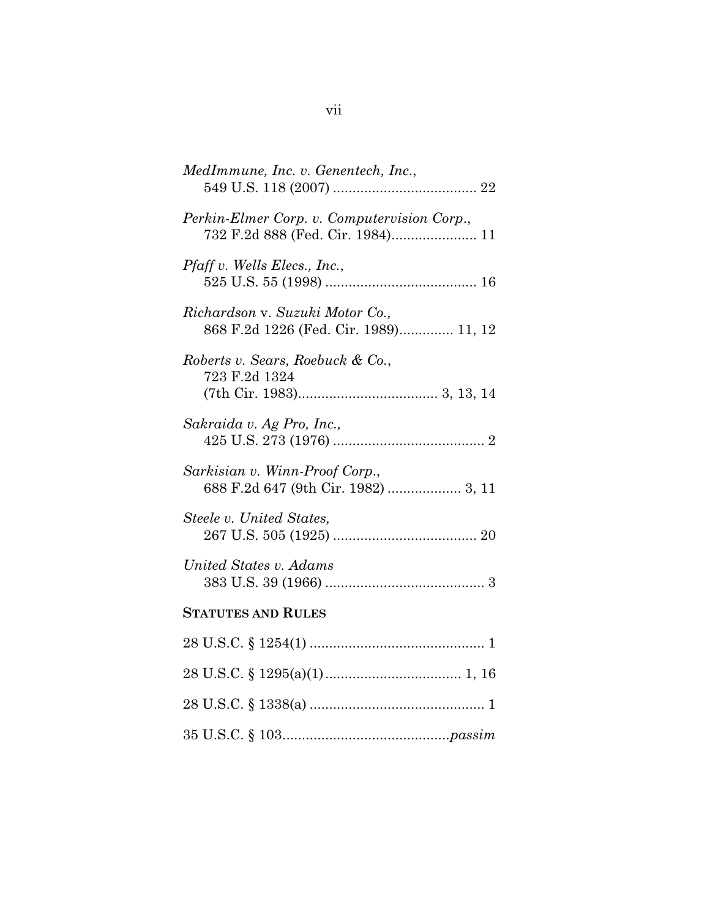*MedImmune, Inc. v. Genentech, Inc.*,
549 U.S. 118 (2007) ..................................... 22

*Perkin-Elmer Corp. v. Computervision Corp.*,
732 F.2d 888 (Fed. Cir. 1984)...................... 11

*Pfaff v. Wells Elecs., Inc.*,
525 U.S. 55 (1998) ....................................... 16

*Richardson* v. *Suzuki Motor Co.,*
868 F.2d 1226 (Fed. Cir. 1989).............. 11, 12

*Roberts v. Sears, Roebuck & Co.*,
723 F.2d 1324
(7th Cir. 1983).................................... 3, 13, 14

*Sakraida v. Ag Pro, Inc.,*
425 U.S. 273 (1976) ....................................... 2

*Sarkisian v. Winn-Proof Corp*.,
688 F.2d 647 (9th Cir. 1982) ................... 3, 11

*Steele v. United States,*
267 U.S. 505 (1925) ..................................... 20

*United States v. Adams*
383 U.S. 39 (1966) ......................................... 3

**STATUTES AND RULES**

28 U.S.C. § 1254(1) ............................................ 1

28 U.S.C. § 1295(a)(1)................................... 1, 16

28 U.S.C. § 1338(a) ............................................ 1

35 U.S.C. § 103...........................................*passim*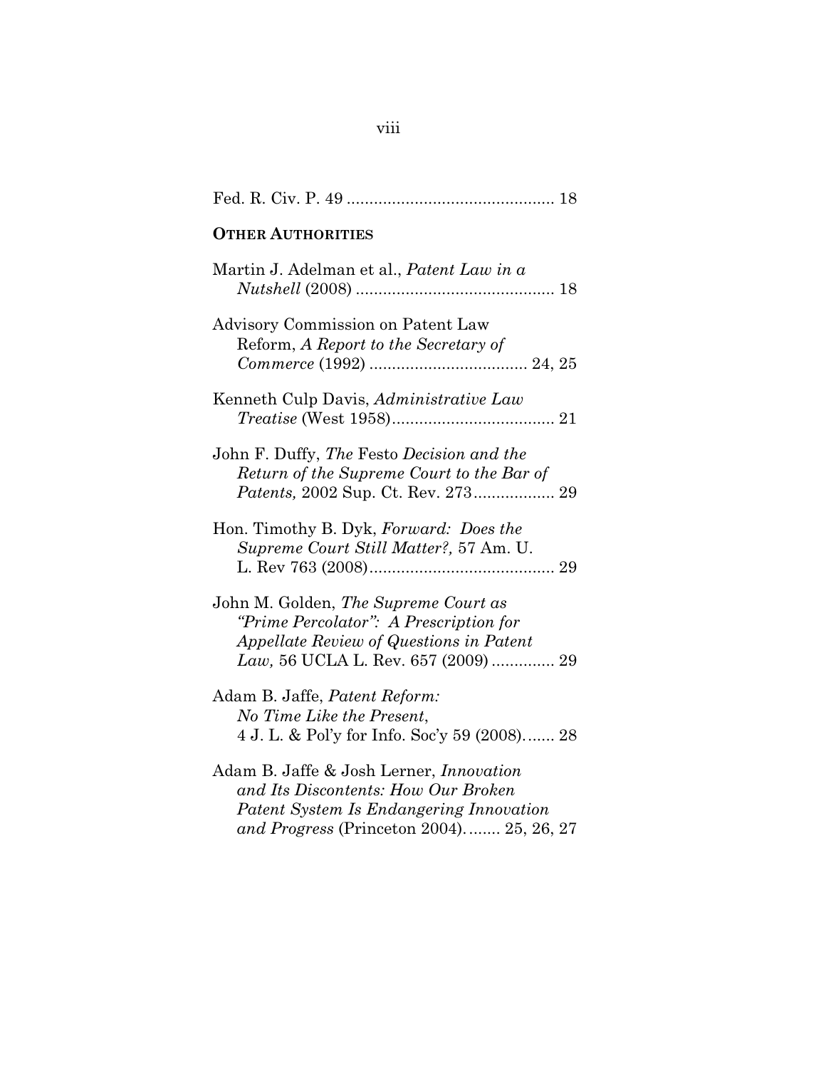Fed. R. Civ. P. 49 .............................................. 18

**OTHER AUTHORITIES**

Martin J. Adelman et al., *Patent Law in a Nutshell* (2008) ............................................ 18

Advisory Commission on Patent Law Reform, *A Report to the Secretary of Commerce* (1992) .................................. 24, 25

Kenneth Culp Davis, *Administrative Law Treatise* (West 1958).................................... 21

John F. Duffy, *The* Festo *Decision and the Return of the Supreme Court to the Bar of Patents,* 2002 Sup. Ct. Rev. 273.................. 29

Hon. Timothy B. Dyk, *Forward: Does the Supreme Court Still Matter?,* 57 Am. U. L. Rev 763 (2008)......................................... 29

John M. Golden, *The Supreme Court as "Prime Percolator": A Prescription for Appellate Review of Questions in Patent Law,* 56 UCLA L. Rev. 657 (2009) .............. 29

Adam B. Jaffe, *Patent Reform: No Time Like the Present*, 4 J. L. & Pol'y for Info. Soc'y 59 (2008)....... 28

Adam B. Jaffe & Josh Lerner, *Innovation and Its Discontents: How Our Broken Patent System Is Endangering Innovation and Progress* (Princeton 2004)........ 25, 26, 27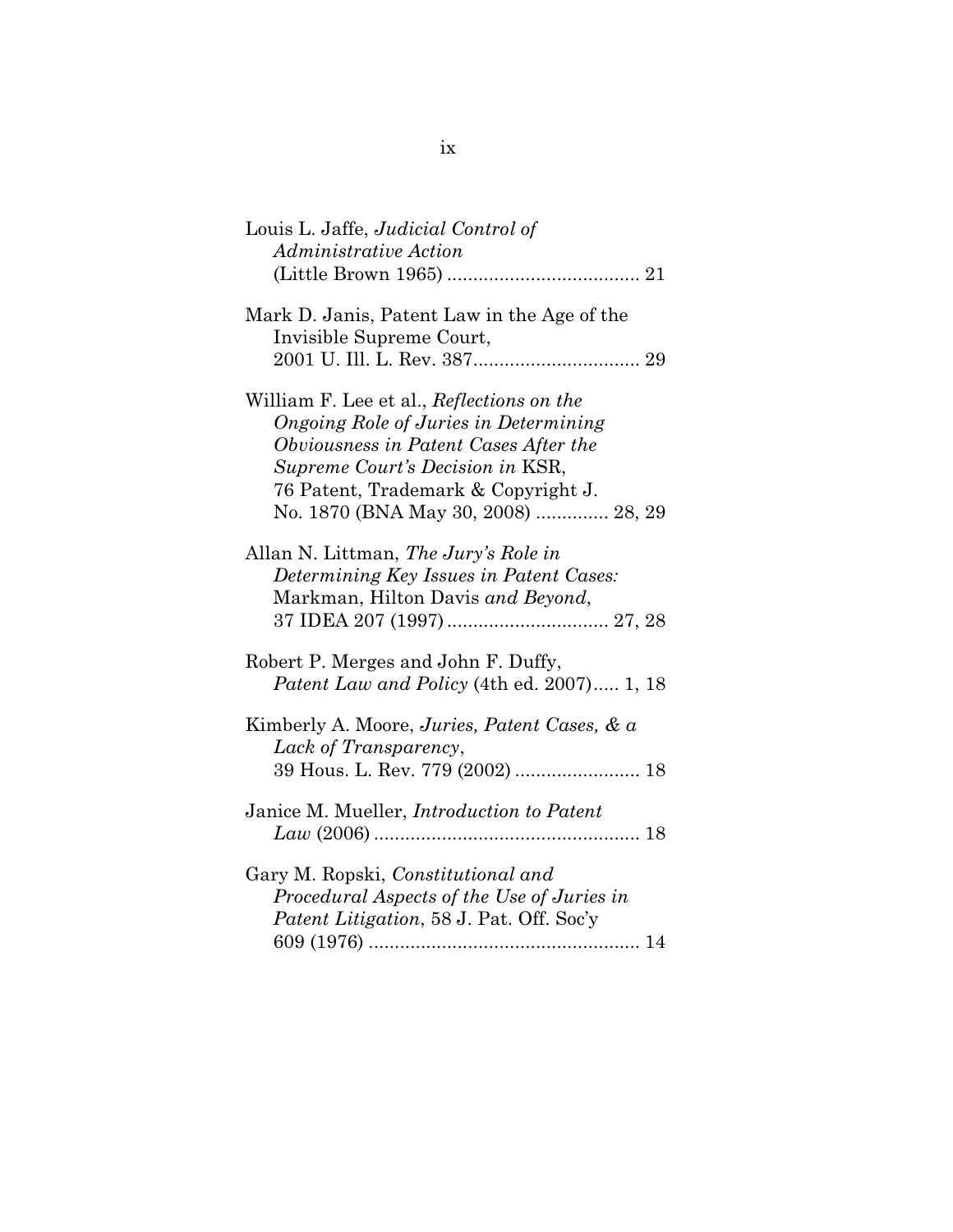Louis L. Jaffe, *Judicial Control of Administrative Action* (Little Brown 1965) ..................................... 21

Mark D. Janis, Patent Law in the Age of the Invisible Supreme Court, 2001 U. Ill. L. Rev. 387................................ 29

William F. Lee et al., *Reflections on the Ongoing Role of Juries in Determining Obviousness in Patent Cases After the Supreme Court's Decision in* KSR, 76 Patent, Trademark & Copyright J. No. 1870 (BNA May 30, 2008) .............. 28, 29

Allan N. Littman, *The Jury's Role in Determining Key Issues in Patent Cases:* Markman, Hilton Davis *and Beyond*, 37 IDEA 207 (1997) ............................... 27, 28

Robert P. Merges and John F. Duffy, *Patent Law and Policy* (4th ed. 2007)..... 1, 18

Kimberly A. Moore, *Juries, Patent Cases, & a Lack of Transparency*, 39 Hous. L. Rev. 779 (2002) ........................ 18

Janice M. Mueller, *Introduction to Patent Law* (2006) .................................................. 18

Gary M. Ropski, *Constitutional and Procedural Aspects of the Use of Juries in Patent Litigation*, 58 J. Pat. Off. Soc'y 609 (1976) .................................................... 14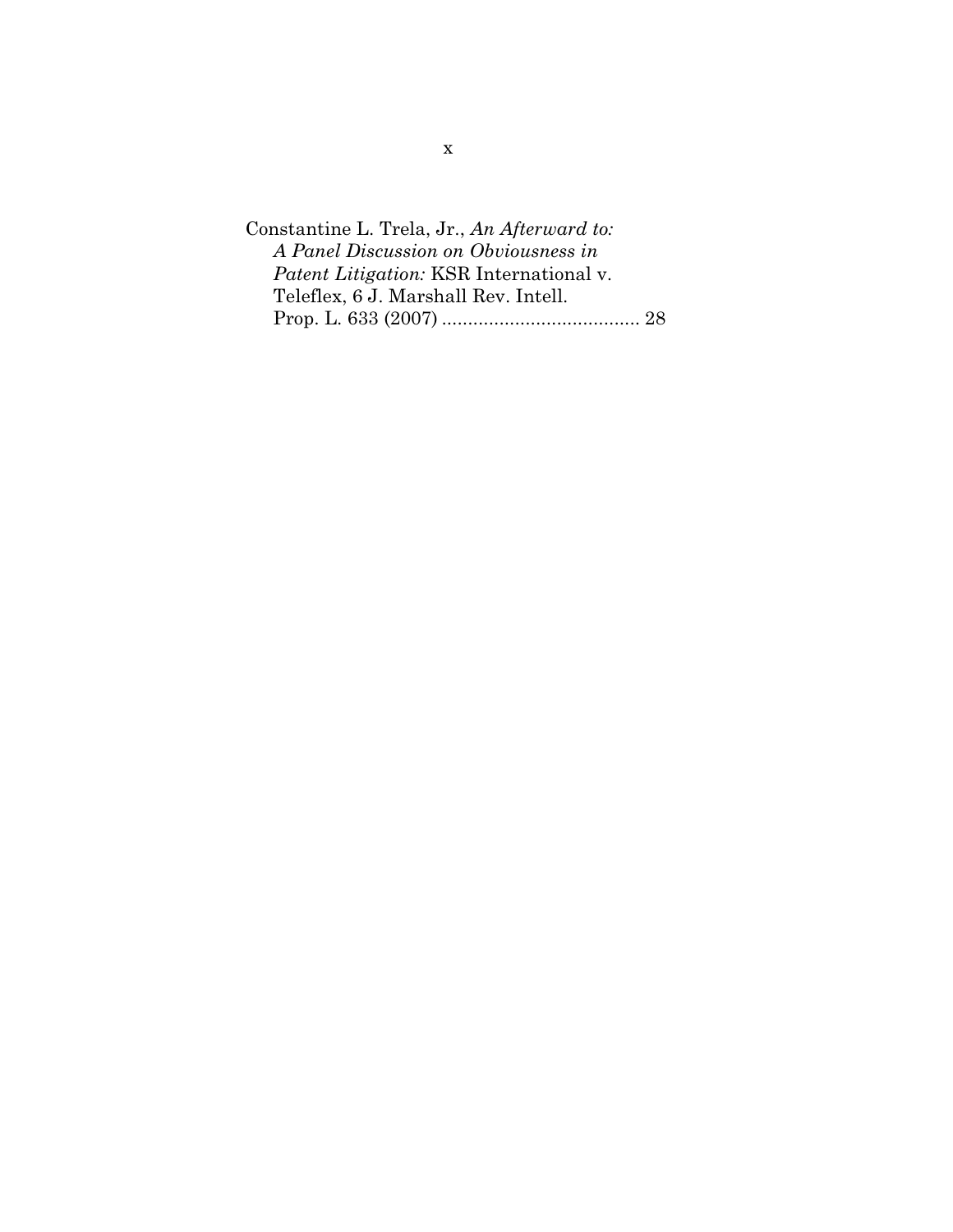Constantine L. Trela, Jr., *An Afterward to: A Panel Discussion on Obviousness in Patent Litigation:* KSR International v. Teleflex, 6 J. Marshall Rev. Intell. Prop. L. 633 (2007) ...................................... 28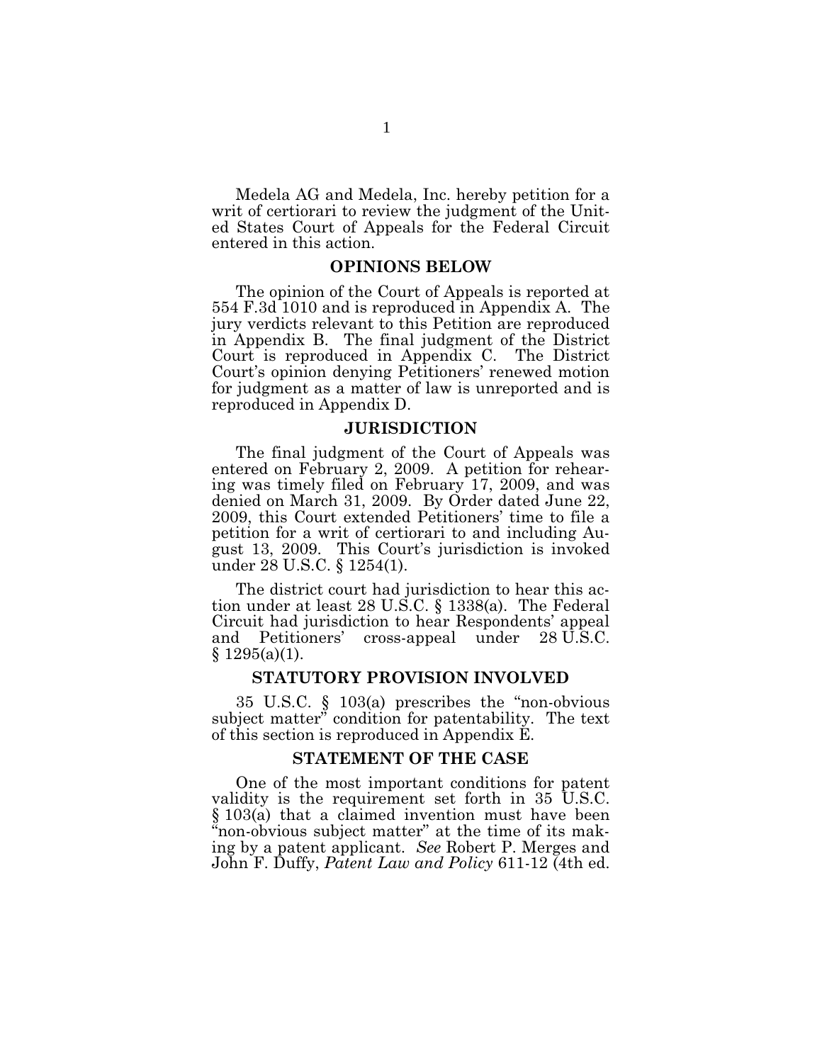Medela AG and Medela, Inc. hereby petition for a writ of certiorari to review the judgment of the United States Court of Appeals for the Federal Circuit entered in this action.

## OPINIONS BELOW

The opinion of the Court of Appeals is reported at 554 F.3d 1010 and is reproduced in Appendix A. The jury verdicts relevant to this Petition are reproduced in Appendix B. The final judgment of the District Court is reproduced in Appendix C. The District Court's opinion denying Petitioners' renewed motion for judgment as a matter of law is unreported and is reproduced in Appendix D.

## JURISDICTION

The final judgment of the Court of Appeals was entered on February 2, 2009. A petition for rehearing was timely filed on February 17, 2009, and was denied on March 31, 2009. By Order dated June 22, 2009, this Court extended Petitioners' time to file a petition for a writ of certiorari to and including August 13, 2009. This Court's jurisdiction is invoked under 28 U.S.C. § 1254(1).

The district court had jurisdiction to hear this action under at least 28 U.S.C. § 1338(a). The Federal Circuit had jurisdiction to hear Respondents' appeal and Petitioners' cross-appeal under 28 U.S.C. § 1295(a)(1).

## STATUTORY PROVISION INVOLVED

35 U.S.C. § 103(a) prescribes the "non-obvious subject matter" condition for patentability. The text of this section is reproduced in Appendix E.

## STATEMENT OF THE CASE

One of the most important conditions for patent validity is the requirement set forth in 35 U.S.C. § 103(a) that a claimed invention must have been "non-obvious subject matter" at the time of its making by a patent applicant. *See* Robert P. Merges and John F. Duffy, *Patent Law and Policy* 611-12 (4th ed.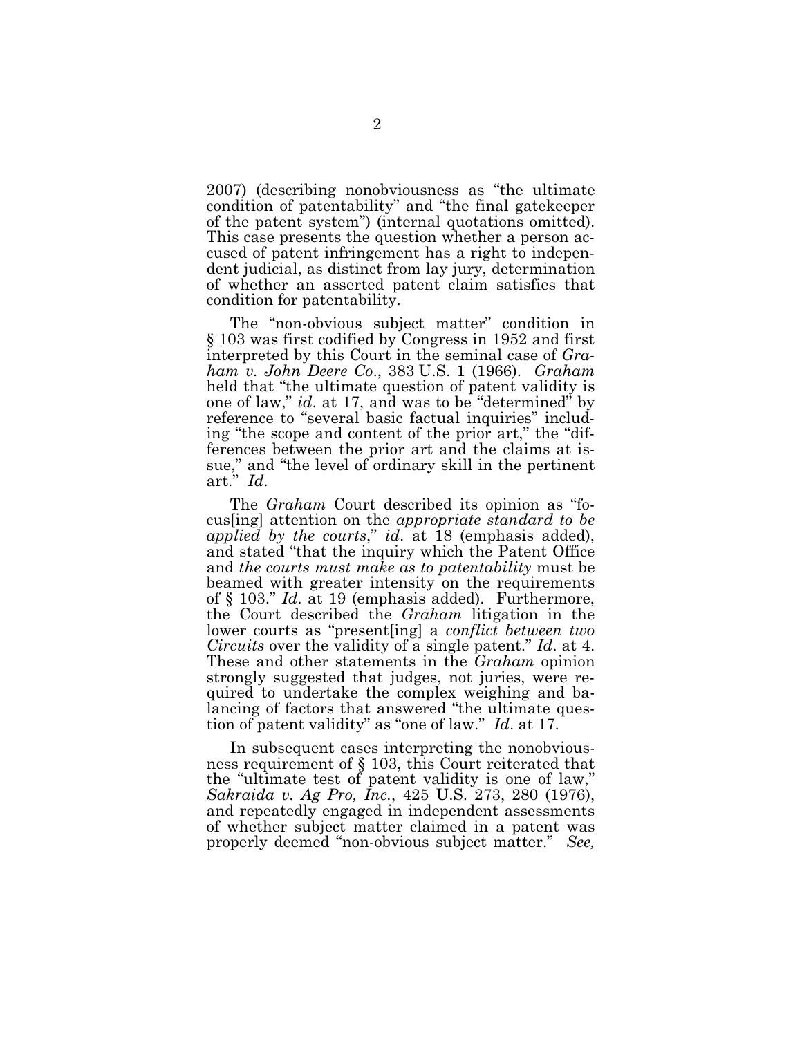2007) (describing nonobviousness as "the ultimate condition of patentability" and "the final gatekeeper of the patent system") (internal quotations omitted). This case presents the question whether a person accused of patent infringement has a right to independent judicial, as distinct from lay jury, determination of whether an asserted patent claim satisfies that condition for patentability.

The "non-obvious subject matter" condition in § 103 was first codified by Congress in 1952 and first interpreted by this Court in the seminal case of *Graham v. John Deere Co*., 383 U.S. 1 (1966). *Graham* held that "the ultimate question of patent validity is one of law," *id*. at 17, and was to be "determined" by reference to "several basic factual inquiries" including "the scope and content of the prior art," the "differences between the prior art and the claims at issue," and "the level of ordinary skill in the pertinent art." *Id*.

The *Graham* Court described its opinion as "focus[ing] attention on the *appropriate standard to be applied by the courts*," *id*. at 18 (emphasis added), and stated "that the inquiry which the Patent Office and *the courts must make as to patentability* must be beamed with greater intensity on the requirements of § 103." *Id*. at 19 (emphasis added). Furthermore, the Court described the *Graham* litigation in the lower courts as "present[ing] a *conflict between two Circuits* over the validity of a single patent." *Id*. at 4. These and other statements in the *Graham* opinion strongly suggested that judges, not juries, were required to undertake the complex weighing and balancing of factors that answered "the ultimate question of patent validity" as "one of law." *Id*. at 17.

In subsequent cases interpreting the nonobviousness requirement of § 103, this Court reiterated that the "ultimate test of patent validity is one of law," *Sakraida v. Ag Pro, Inc*., 425 U.S. 273, 280 (1976), and repeatedly engaged in independent assessments of whether subject matter claimed in a patent was properly deemed "non-obvious subject matter." *See,*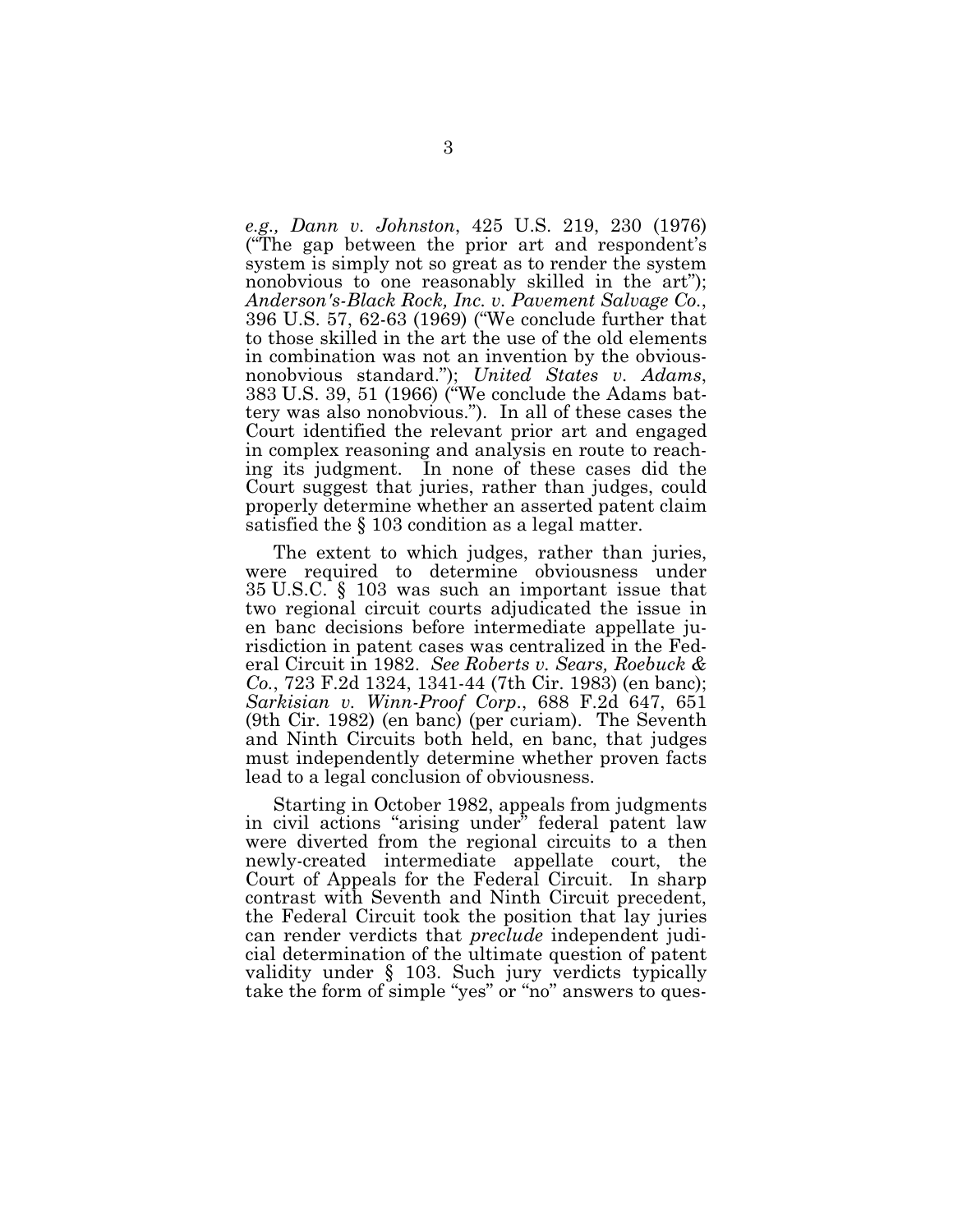*e.g.*, *Dann v. Johnston*, 425 U.S. 219, 230 (1976) ("The gap between the prior art and respondent's system is simply not so great as to render the system nonobvious to one reasonably skilled in the art"); *Anderson's-Black Rock, Inc. v. Pavement Salvage Co.*, 396 U.S. 57, 62-63 (1969) ("We conclude further that to those skilled in the art the use of the old elements in combination was not an invention by the obvious-nonobvious standard."); *United States v. Adams*, 383 U.S. 39, 51 (1966) ("We conclude the Adams battery was also nonobvious."). In all of these cases the Court identified the relevant prior art and engaged in complex reasoning and analysis en route to reaching its judgment. In none of these cases did the Court suggest that juries, rather than judges, could properly determine whether an asserted patent claim satisfied the § 103 condition as a legal matter.

The extent to which judges, rather than juries, were required to determine obviousness under 35 U.S.C. § 103 was such an important issue that two regional circuit courts adjudicated the issue in en banc decisions before intermediate appellate jurisdiction in patent cases was centralized in the Federal Circuit in 1982. *See Roberts v. Sears, Roebuck & Co.*, 723 F.2d 1324, 1341-44 (7th Cir. 1983) (en banc); *Sarkisian v. Winn-Proof Corp.*, 688 F.2d 647, 651 (9th Cir. 1982) (en banc) (per curiam). The Seventh and Ninth Circuits both held, en banc, that judges must independently determine whether proven facts lead to a legal conclusion of obviousness.

Starting in October 1982, appeals from judgments in civil actions "arising under" federal patent law were diverted from the regional circuits to a then newly-created intermediate appellate court, the Court of Appeals for the Federal Circuit. In sharp contrast with Seventh and Ninth Circuit precedent, the Federal Circuit took the position that lay juries can render verdicts that *preclude* independent judicial determination of the ultimate question of patent validity under § 103. Such jury verdicts typically take the form of simple "yes" or "no" answers to ques-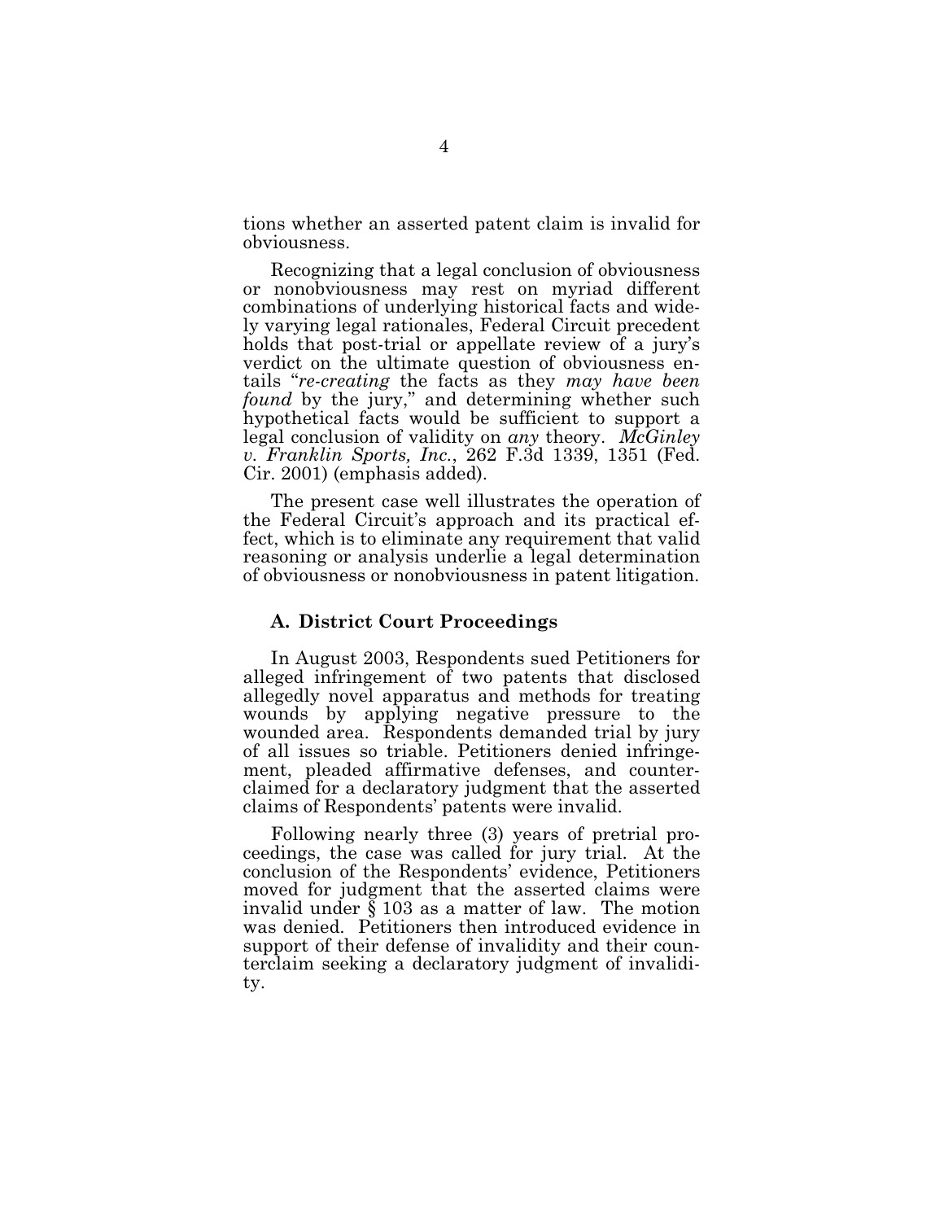tions whether an asserted patent claim is invalid for obviousness.

Recognizing that a legal conclusion of obviousness or nonobviousness may rest on myriad different combinations of underlying historical facts and widely varying legal rationales, Federal Circuit precedent holds that post-trial or appellate review of a jury's verdict on the ultimate question of obviousness entails "*re-creating* the facts as they *may have been found* by the jury," and determining whether such hypothetical facts would be sufficient to support a legal conclusion of validity on *any* theory. *McGinley v. Franklin Sports, Inc.*, 262 F.3d 1339, 1351 (Fed. Cir. 2001) (emphasis added).

The present case well illustrates the operation of the Federal Circuit's approach and its practical effect, which is to eliminate any requirement that valid reasoning or analysis underlie a legal determination of obviousness or nonobviousness in patent litigation.

### A. District Court Proceedings

In August 2003, Respondents sued Petitioners for alleged infringement of two patents that disclosed allegedly novel apparatus and methods for treating wounds by applying negative pressure to the wounded area. Respondents demanded trial by jury of all issues so triable. Petitioners denied infringement, pleaded affirmative defenses, and counterclaimed for a declaratory judgment that the asserted claims of Respondents' patents were invalid.

Following nearly three (3) years of pretrial proceedings, the case was called for jury trial. At the conclusion of the Respondents' evidence, Petitioners moved for judgment that the asserted claims were invalid under § 103 as a matter of law. The motion was denied. Petitioners then introduced evidence in support of their defense of invalidity and their counterclaim seeking a declaratory judgment of invalidity.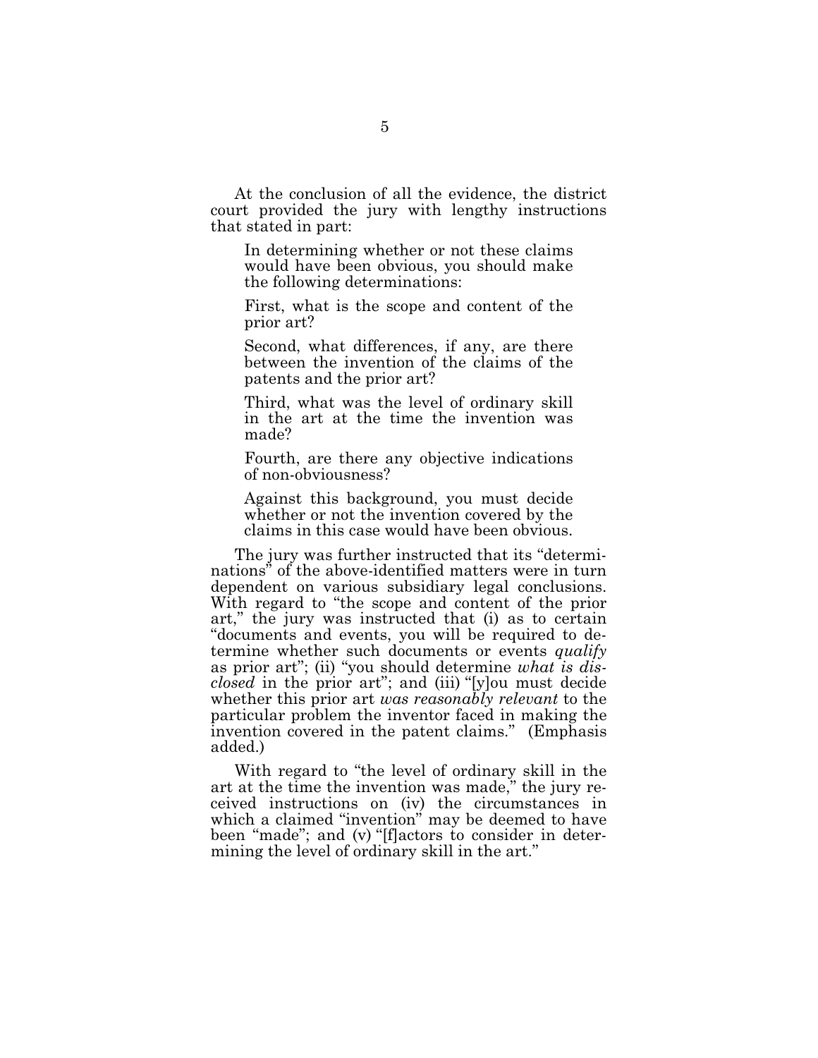At the conclusion of all the evidence, the district court provided the jury with lengthy instructions that stated in part:

> In determining whether or not these claims would have been obvious, you should make the following determinations:
>
> First, what is the scope and content of the prior art?
>
> Second, what differences, if any, are there between the invention of the claims of the patents and the prior art?
>
> Third, what was the level of ordinary skill in the art at the time the invention was made?
>
> Fourth, are there any objective indications of non-obviousness?
>
> Against this background, you must decide whether or not the invention covered by the claims in this case would have been obvious.

The jury was further instructed that its "determinations" of the above-identified matters were in turn dependent on various subsidiary legal conclusions. With regard to "the scope and content of the prior art," the jury was instructed that (i) as to certain "documents and events, you will be required to determine whether such documents or events *qualify* as prior art"; (ii) "you should determine *what is disclosed* in the prior art"; and (iii) "[y]ou must decide whether this prior art *was reasonably relevant* to the particular problem the inventor faced in making the invention covered in the patent claims." (Emphasis added.)

With regard to "the level of ordinary skill in the art at the time the invention was made," the jury received instructions on (iv) the circumstances in which a claimed "invention" may be deemed to have been "made"; and (v) "[f]actors to consider in determining the level of ordinary skill in the art."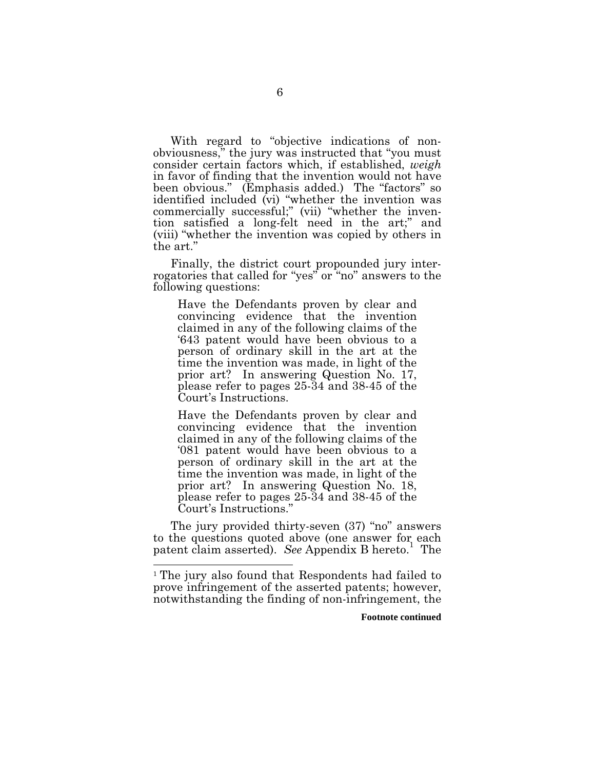With regard to "objective indications of non-obviousness," the jury was instructed that "you must consider certain factors which, if established, *weigh* in favor of finding that the invention would not have been obvious." (Emphasis added.) The "factors" so identified included (vi) "whether the invention was commercially successful;" (vii) "whether the invention satisfied a long-felt need in the art;" and (viii) "whether the invention was copied by others in the art."

Finally, the district court propounded jury interrogatories that called for "yes" or "no" answers to the following questions:

> Have the Defendants proven by clear and convincing evidence that the invention claimed in any of the following claims of the '643 patent would have been obvious to a person of ordinary skill in the art at the time the invention was made, in light of the prior art? In answering Question No. 17, please refer to pages 25-34 and 38-45 of the Court's Instructions.
>
> Have the Defendants proven by clear and convincing evidence that the invention claimed in any of the following claims of the '081 patent would have been obvious to a person of ordinary skill in the art at the time the invention was made, in light of the prior art? In answering Question No. 18, please refer to pages 25-34 and 38-45 of the Court's Instructions."

The jury provided thirty-seven (37) "no" answers to the questions quoted above (one answer for each patent claim asserted). *See* Appendix B hereto.[1] The

[1] The jury also found that Respondents had failed to prove infringement of the asserted patents; however, notwithstanding the finding of non-infringement, the

**Footnote continued**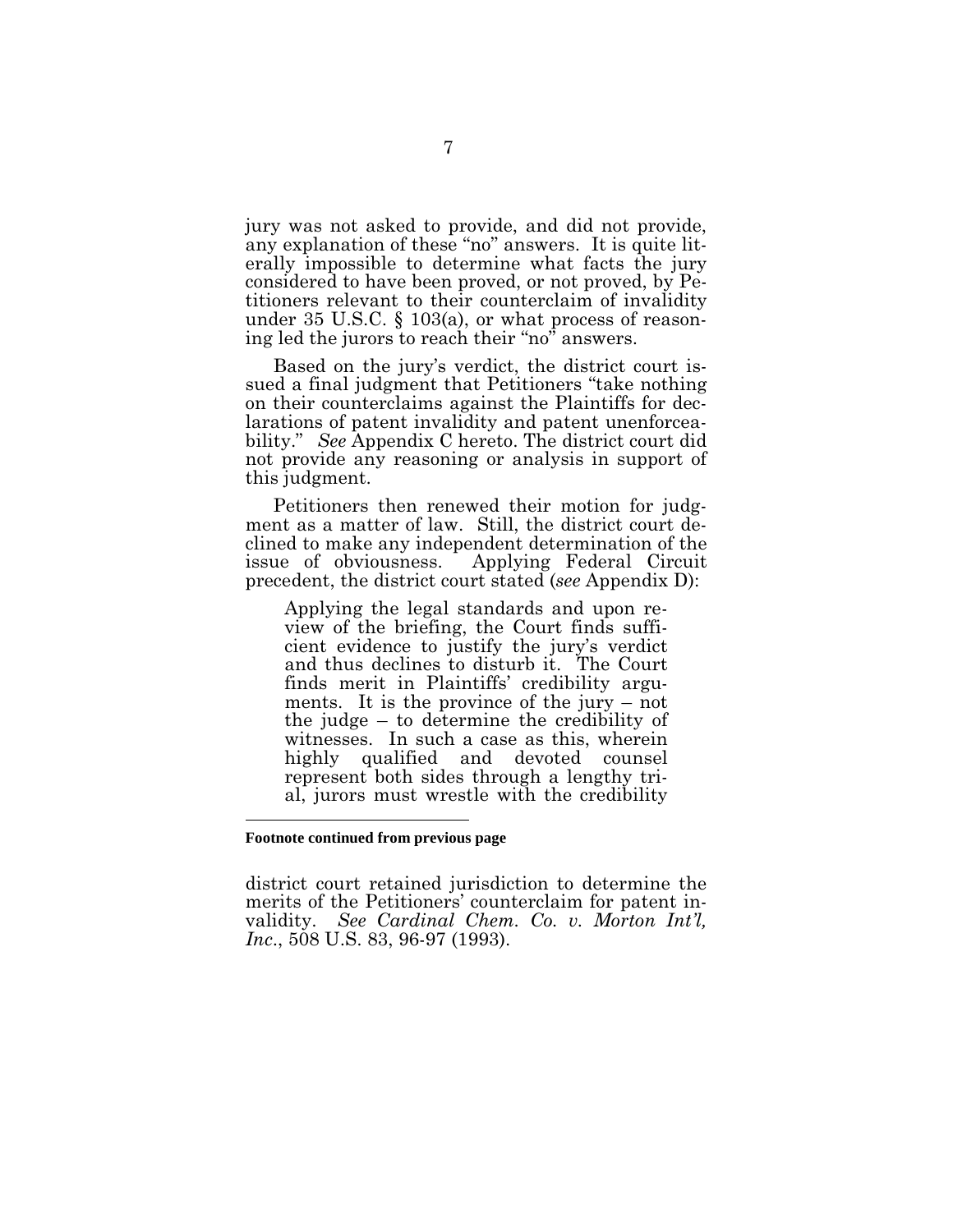jury was not asked to provide, and did not provide, any explanation of these "no" answers. It is quite literally impossible to determine what facts the jury considered to have been proved, or not proved, by Petitioners relevant to their counterclaim of invalidity under 35 U.S.C. § 103(a), or what process of reasoning led the jurors to reach their "no" answers.

Based on the jury's verdict, the district court issued a final judgment that Petitioners "take nothing on their counterclaims against the Plaintiffs for declarations of patent invalidity and patent unenforceability." *See* Appendix C hereto. The district court did not provide any reasoning or analysis in support of this judgment.

Petitioners then renewed their motion for judgment as a matter of law. Still, the district court declined to make any independent determination of the issue of obviousness. Applying Federal Circuit precedent, the district court stated (*see* Appendix D):

> Applying the legal standards and upon review of the briefing, the Court finds sufficient evidence to justify the jury's verdict and thus declines to disturb it. The Court finds merit in Plaintiffs' credibility arguments. It is the province of the jury – not the judge – to determine the credibility of witnesses. In such a case as this, wherein highly qualified and devoted counsel represent both sides through a lengthy trial, jurors must wrestle with the credibility

---

**Footnote continued from previous page**

district court retained jurisdiction to determine the merits of the Petitioners' counterclaim for patent invalidity. *See Cardinal Chem. Co. v. Morton Int'l, Inc*., 508 U.S. 83, 96-97 (1993).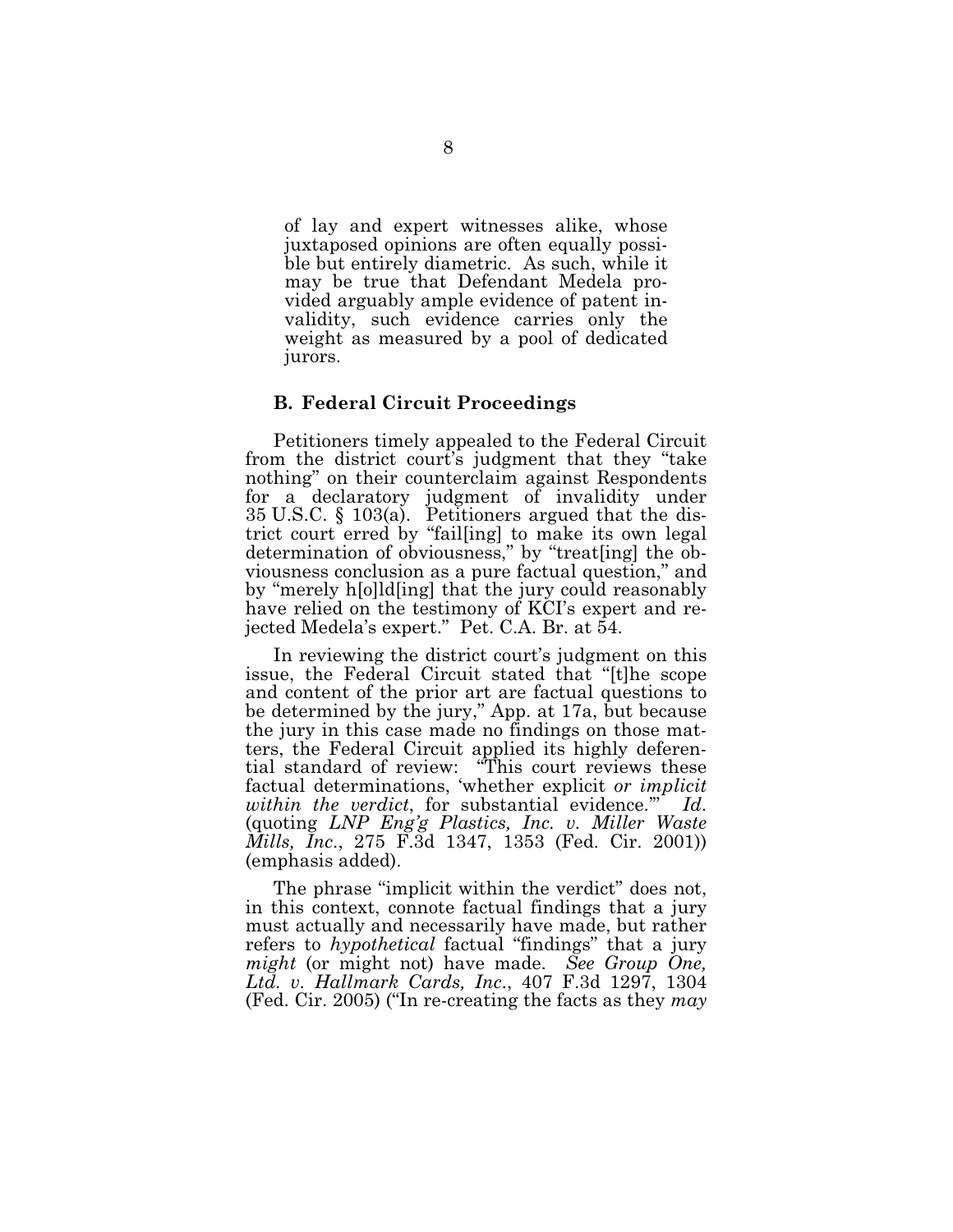> of lay and expert witnesses alike, whose juxtaposed opinions are often equally possible but entirely diametric. As such, while it may be true that Defendant Medela provided arguably ample evidence of patent invalidity, such evidence carries only the weight as measured by a pool of dedicated jurors.

### B. Federal Circuit Proceedings

Petitioners timely appealed to the Federal Circuit from the district court's judgment that they "take nothing" on their counterclaim against Respondents for a declaratory judgment of invalidity under 35 U.S.C. § 103(a). Petitioners argued that the district court erred by "fail[ing] to make its own legal determination of obviousness," by "treat[ing] the obviousness conclusion as a pure factual question," and by "merely h[o]ld[ing] that the jury could reasonably have relied on the testimony of KCI's expert and rejected Medela's expert." Pet. C.A. Br. at 54.

In reviewing the district court's judgment on this issue, the Federal Circuit stated that "[t]he scope and content of the prior art are factual questions to be determined by the jury," App. at 17a, but because the jury in this case made no findings on those matters, the Federal Circuit applied its highly deferential standard of review: "This court reviews these factual determinations, 'whether explicit *or implicit within the verdict*, for substantial evidence.'" *Id.* (quoting *LNP Eng'g Plastics, Inc. v. Miller Waste Mills, Inc.*, 275 F.3d 1347, 1353 (Fed. Cir. 2001)) (emphasis added).

The phrase "implicit within the verdict" does not, in this context, connote factual findings that a jury must actually and necessarily have made, but rather refers to *hypothetical* factual "findings" that a jury *might* (or might not) have made. *See Group One, Ltd. v. Hallmark Cards, Inc.*, 407 F.3d 1297, 1304 (Fed. Cir. 2005) ("In re-creating the facts as they *may*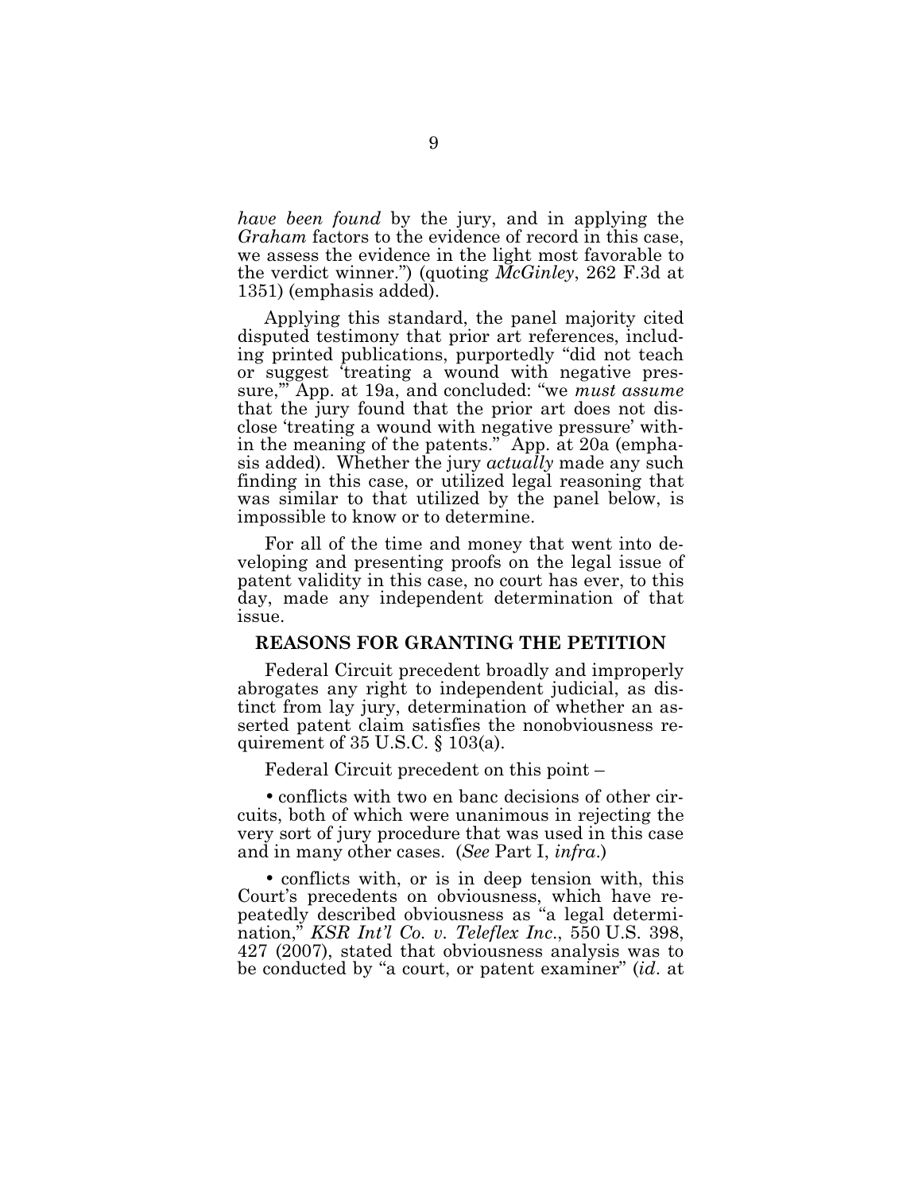*have been found* by the jury, and in applying the *Graham* factors to the evidence of record in this case, we assess the evidence in the light most favorable to the verdict winner.") (quoting *McGinley*, 262 F.3d at 1351) (emphasis added).

Applying this standard, the panel majority cited disputed testimony that prior art references, including printed publications, purportedly "did not teach or suggest 'treating a wound with negative pressure,'" App. at 19a, and concluded: "we *must assume* that the jury found that the prior art does not disclose 'treating a wound with negative pressure' within the meaning of the patents." App. at 20a (emphasis added). Whether the jury *actually* made any such finding in this case, or utilized legal reasoning that was similar to that utilized by the panel below, is impossible to know or to determine.

For all of the time and money that went into developing and presenting proofs on the legal issue of patent validity in this case, no court has ever, to this day, made any independent determination of that issue.

## REASONS FOR GRANTING THE PETITION

Federal Circuit precedent broadly and improperly abrogates any right to independent judicial, as distinct from lay jury, determination of whether an asserted patent claim satisfies the nonobviousness requirement of 35 U.S.C. § 103(a).

Federal Circuit precedent on this point –

• conflicts with two en banc decisions of other circuits, both of which were unanimous in rejecting the very sort of jury procedure that was used in this case and in many other cases. (*See* Part I, *infra*.)

• conflicts with, or is in deep tension with, this Court's precedents on obviousness, which have repeatedly described obviousness as "a legal determination," *KSR Int'l Co. v. Teleflex Inc.*, 550 U.S. 398, 427 (2007), stated that obviousness analysis was to be conducted by "a court, or patent examiner" (*id*. at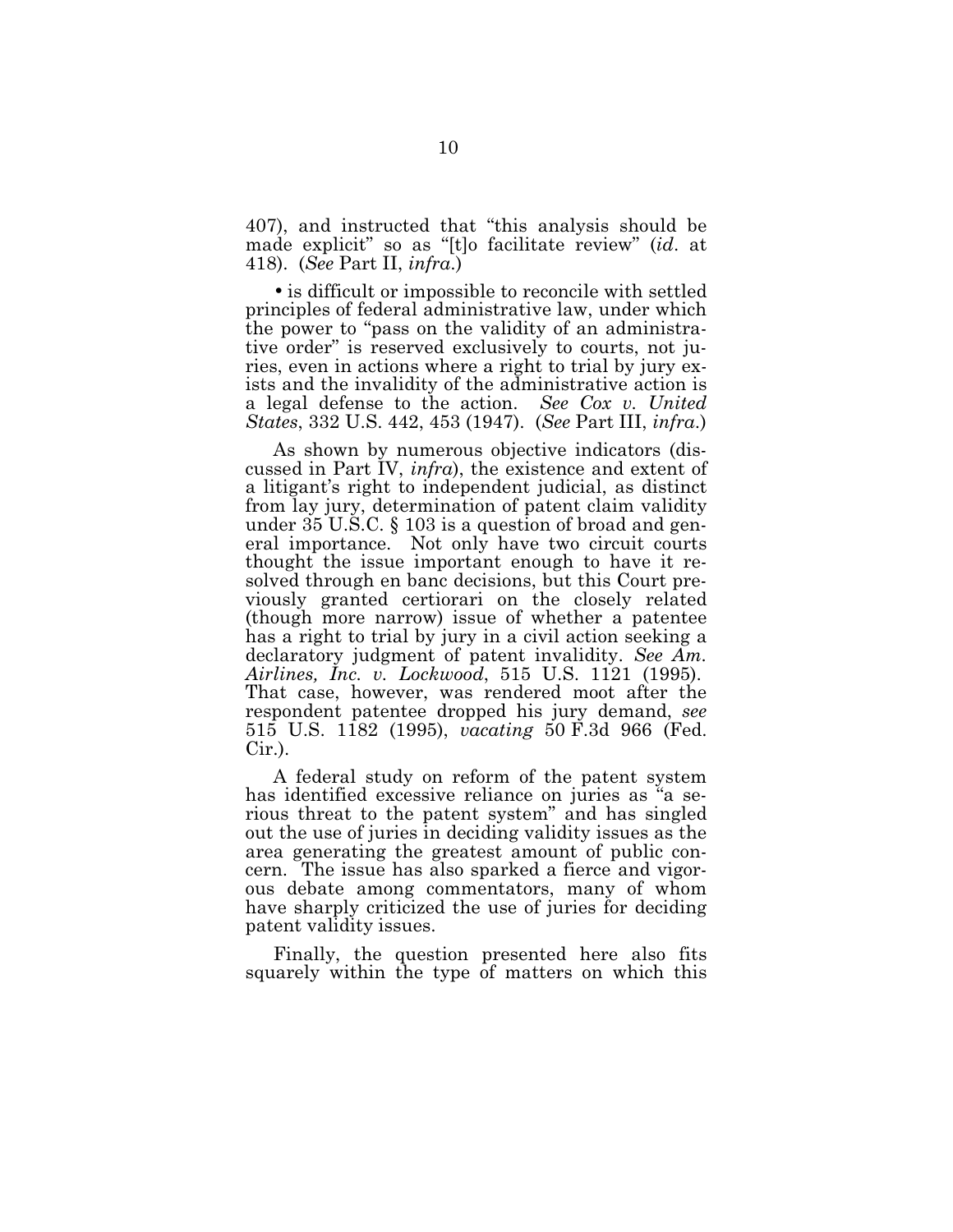407), and instructed that "this analysis should be made explicit" so as "[t]o facilitate review" (*id*. at 418). (*See* Part II, *infra*.)

• is difficult or impossible to reconcile with settled principles of federal administrative law, under which the power to "pass on the validity of an administrative order" is reserved exclusively to courts, not juries, even in actions where a right to trial by jury exists and the invalidity of the administrative action is a legal defense to the action. *See Cox v. United States*, 332 U.S. 442, 453 (1947). (*See* Part III, *infra*.)

As shown by numerous objective indicators (discussed in Part IV, *infra*), the existence and extent of a litigant's right to independent judicial, as distinct from lay jury, determination of patent claim validity under 35 U.S.C. § 103 is a question of broad and general importance. Not only have two circuit courts thought the issue important enough to have it resolved through en banc decisions, but this Court previously granted certiorari on the closely related (though more narrow) issue of whether a patentee has a right to trial by jury in a civil action seeking a declaratory judgment of patent invalidity. *See Am. Airlines, Inc. v. Lockwood*, 515 U.S. 1121 (1995). That case, however, was rendered moot after the respondent patentee dropped his jury demand, *see* 515 U.S. 1182 (1995), *vacating* 50 F.3d 966 (Fed. Cir.).

A federal study on reform of the patent system has identified excessive reliance on juries as "a serious threat to the patent system" and has singled out the use of juries in deciding validity issues as the area generating the greatest amount of public concern. The issue has also sparked a fierce and vigorous debate among commentators, many of whom have sharply criticized the use of juries for deciding patent validity issues.

Finally, the question presented here also fits squarely within the type of matters on which this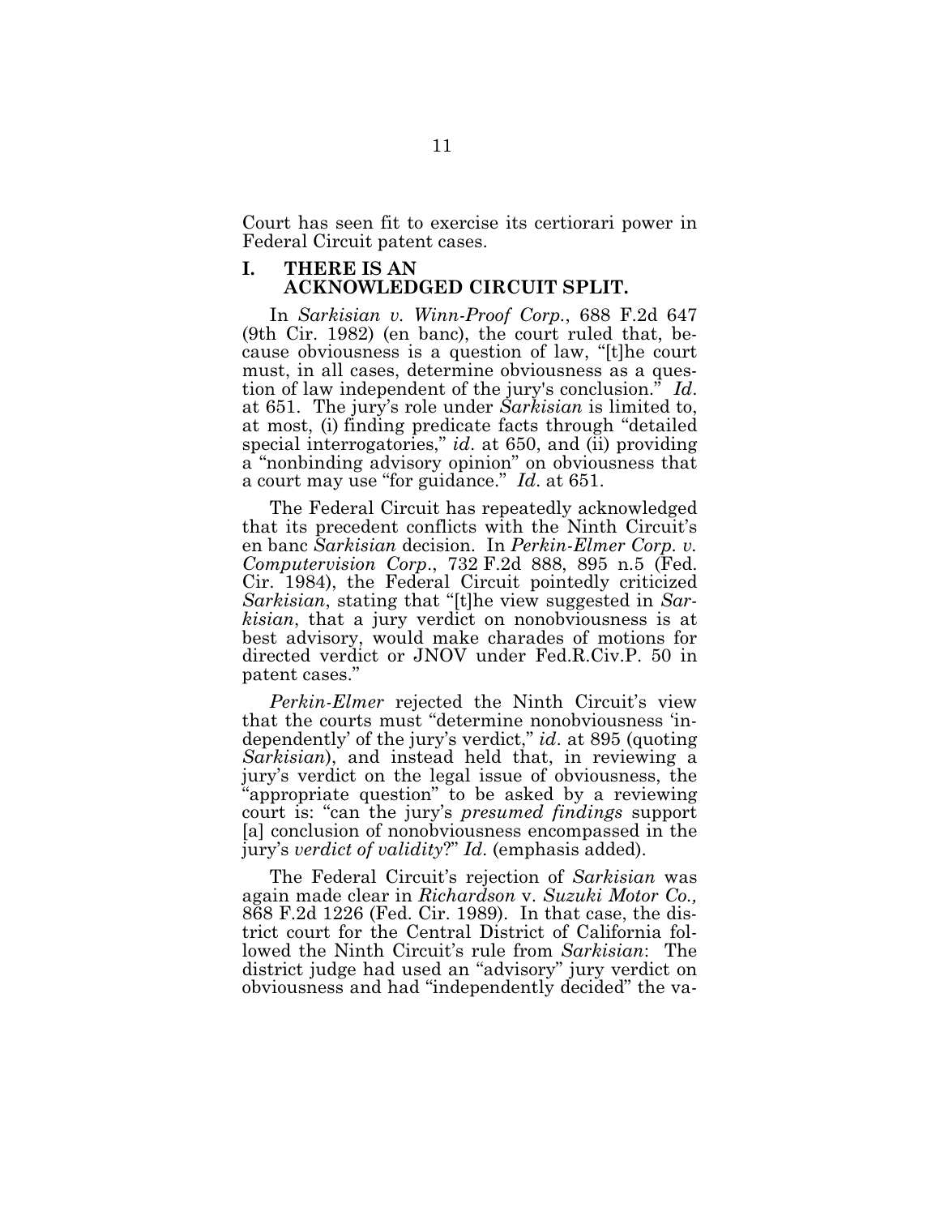Court has seen fit to exercise its certiorari power in Federal Circuit patent cases.

## I. THERE IS AN ACKNOWLEDGED CIRCUIT SPLIT.

In *Sarkisian v. Winn-Proof Corp.*, 688 F.2d 647 (9th Cir. 1982) (en banc), the court ruled that, because obviousness is a question of law, "[t]he court must, in all cases, determine obviousness as a question of law independent of the jury's conclusion." *Id*. at 651. The jury's role under *Sarkisian* is limited to, at most, (i) finding predicate facts through "detailed special interrogatories," *id*. at 650, and (ii) providing a "nonbinding advisory opinion" on obviousness that a court may use "for guidance." *Id*. at 651.

The Federal Circuit has repeatedly acknowledged that its precedent conflicts with the Ninth Circuit's en banc *Sarkisian* decision. In *Perkin-Elmer Corp. v. Computervision Corp*., 732 F.2d 888, 895 n.5 (Fed. Cir. 1984), the Federal Circuit pointedly criticized *Sarkisian*, stating that "[t]he view suggested in *Sarkisian*, that a jury verdict on nonobviousness is at best advisory, would make charades of motions for directed verdict or JNOV under Fed.R.Civ.P. 50 in patent cases."

*Perkin-Elmer* rejected the Ninth Circuit's view that the courts must "determine nonobviousness 'independently' of the jury's verdict," *id*. at 895 (quoting *Sarkisian*), and instead held that, in reviewing a jury's verdict on the legal issue of obviousness, the "appropriate question" to be asked by a reviewing court is: "can the jury's *presumed findings* support [a] conclusion of nonobviousness encompassed in the jury's *verdict of validity*?" *Id*. (emphasis added).

The Federal Circuit's rejection of *Sarkisian* was again made clear in *Richardson* v. *Suzuki Motor Co.,* 868 F.2d 1226 (Fed. Cir. 1989). In that case, the district court for the Central District of California followed the Ninth Circuit's rule from *Sarkisian*: The district judge had used an "advisory" jury verdict on obviousness and had "independently decided" the va-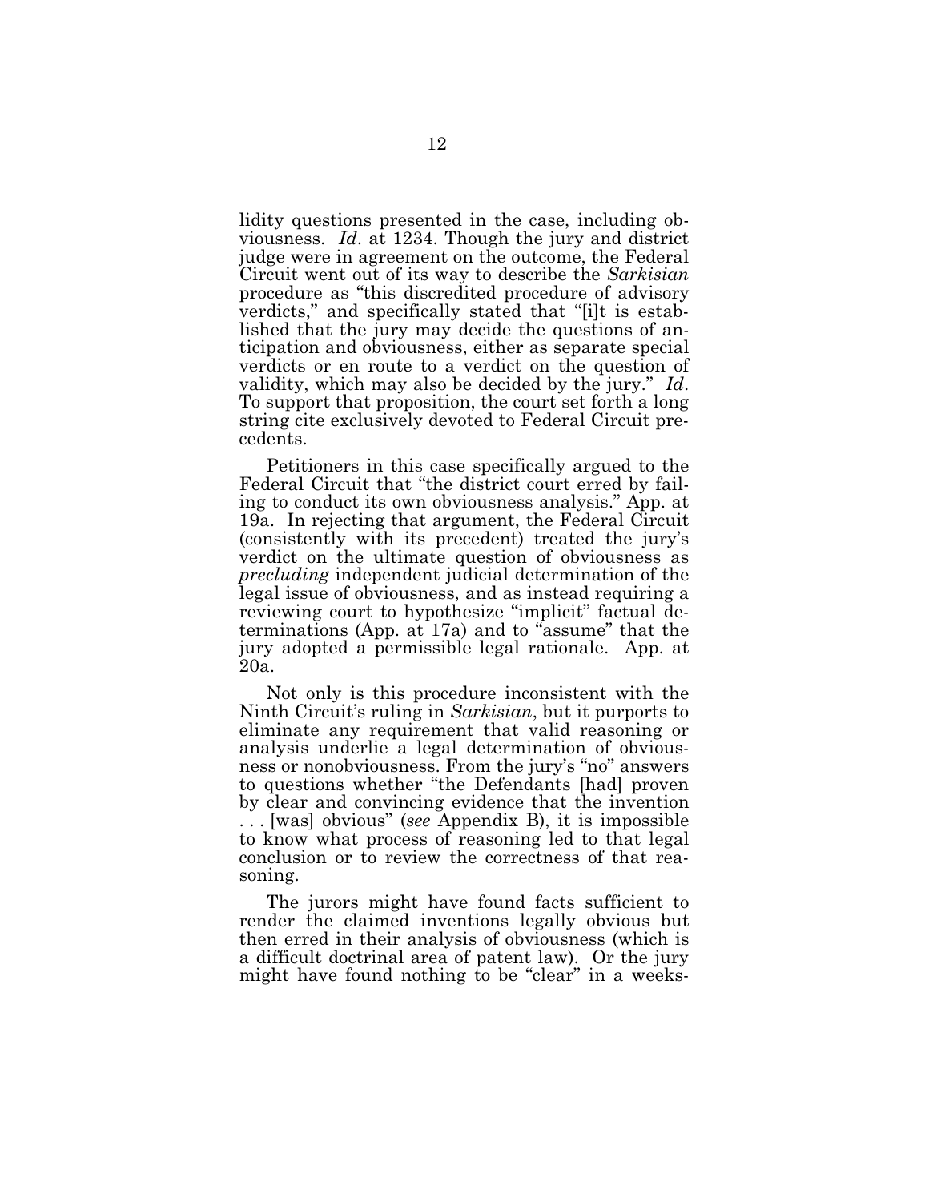lidity questions presented in the case, including obviousness. *Id*. at 1234. Though the jury and district judge were in agreement on the outcome, the Federal Circuit went out of its way to describe the *Sarkisian* procedure as "this discredited procedure of advisory verdicts," and specifically stated that "[i]t is established that the jury may decide the questions of anticipation and obviousness, either as separate special verdicts or en route to a verdict on the question of validity, which may also be decided by the jury." *Id*. To support that proposition, the court set forth a long string cite exclusively devoted to Federal Circuit precedents.

Petitioners in this case specifically argued to the Federal Circuit that "the district court erred by failing to conduct its own obviousness analysis." App. at 19a. In rejecting that argument, the Federal Circuit (consistently with its precedent) treated the jury's verdict on the ultimate question of obviousness as *precluding* independent judicial determination of the legal issue of obviousness, and as instead requiring a reviewing court to hypothesize "implicit" factual determinations (App. at 17a) and to "assume" that the jury adopted a permissible legal rationale. App. at 20a.

Not only is this procedure inconsistent with the Ninth Circuit's ruling in *Sarkisian*, but it purports to eliminate any requirement that valid reasoning or analysis underlie a legal determination of obviousness or nonobviousness. From the jury's "no" answers to questions whether "the Defendants [had] proven by clear and convincing evidence that the invention . . . [was] obvious" (*see* Appendix B), it is impossible to know what process of reasoning led to that legal conclusion or to review the correctness of that reasoning.

The jurors might have found facts sufficient to render the claimed inventions legally obvious but then erred in their analysis of obviousness (which is a difficult doctrinal area of patent law). Or the jury might have found nothing to be "clear" in a weeks-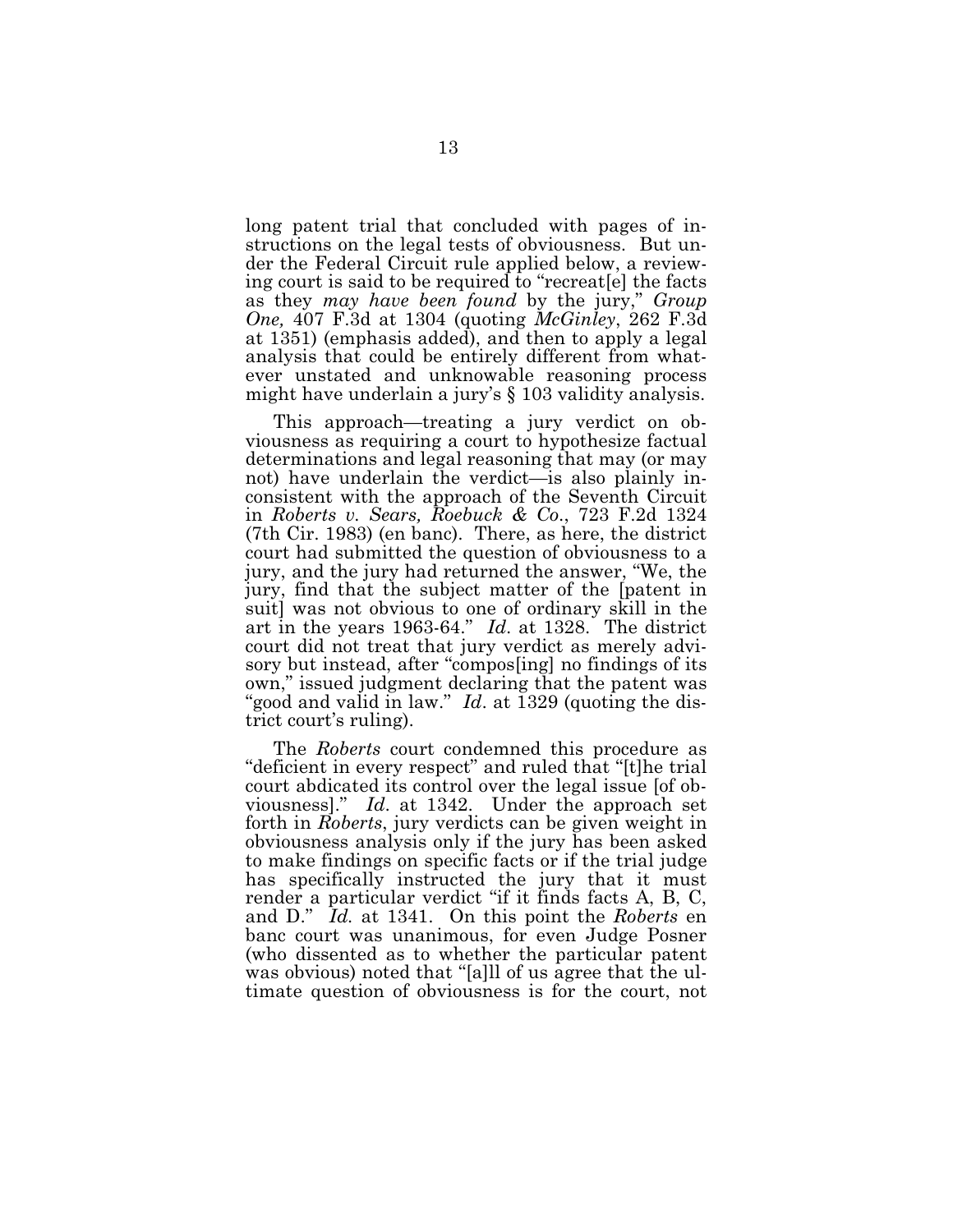long patent trial that concluded with pages of instructions on the legal tests of obviousness. But under the Federal Circuit rule applied below, a reviewing court is said to be required to "recreat[e] the facts as they *may have been found* by the jury," *Group One,* 407 F.3d at 1304 (quoting *McGinley*, 262 F.3d at 1351) (emphasis added), and then to apply a legal analysis that could be entirely different from whatever unstated and unknowable reasoning process might have underlain a jury's § 103 validity analysis.

This approach—treating a jury verdict on obviousness as requiring a court to hypothesize factual determinations and legal reasoning that may (or may not) have underlain the verdict—is also plainly inconsistent with the approach of the Seventh Circuit in *Roberts v. Sears, Roebuck & Co.*, 723 F.2d 1324 (7th Cir. 1983) (en banc). There, as here, the district court had submitted the question of obviousness to a jury, and the jury had returned the answer, "We, the jury, find that the subject matter of the [patent in suit] was not obvious to one of ordinary skill in the art in the years 1963-64." *Id*. at 1328. The district court did not treat that jury verdict as merely advisory but instead, after "compos[ing] no findings of its own," issued judgment declaring that the patent was "good and valid in law." *Id*. at 1329 (quoting the district court's ruling).

The *Roberts* court condemned this procedure as "deficient in every respect" and ruled that "[t]he trial court abdicated its control over the legal issue [of obviousness]." *Id*. at 1342. Under the approach set forth in *Roberts*, jury verdicts can be given weight in obviousness analysis only if the jury has been asked to make findings on specific facts or if the trial judge has specifically instructed the jury that it must render a particular verdict "if it finds facts A, B, C, and D." *Id.* at 1341. On this point the *Roberts* en banc court was unanimous, for even Judge Posner (who dissented as to whether the particular patent was obvious) noted that "[a]ll of us agree that the ultimate question of obviousness is for the court, not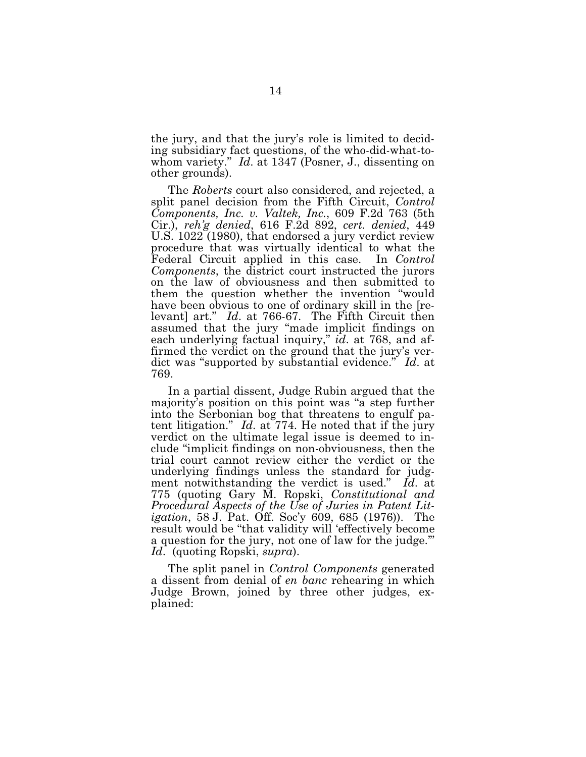the jury, and that the jury's role is limited to deciding subsidiary fact questions, of the who-did-what-to-whom variety." *Id*. at 1347 (Posner, J., dissenting on other grounds).

The *Roberts* court also considered, and rejected, a split panel decision from the Fifth Circuit, *Control Components, Inc. v. Valtek, Inc.*, 609 F.2d 763 (5th Cir.), *reh'g denied*, 616 F.2d 892, *cert. denied*, 449 U.S. 1022 (1980), that endorsed a jury verdict review procedure that was virtually identical to what the Federal Circuit applied in this case. In *Control Components*, the district court instructed the jurors on the law of obviousness and then submitted to them the question whether the invention "would have been obvious to one of ordinary skill in the [relevant] art." *Id*. at 766-67. The Fifth Circuit then assumed that the jury "made implicit findings on each underlying factual inquiry," *id*. at 768, and affirmed the verdict on the ground that the jury's verdict was "supported by substantial evidence." *Id*. at 769.

In a partial dissent, Judge Rubin argued that the majority's position on this point was "a step further into the Serbonian bog that threatens to engulf patent litigation." *Id*. at 774. He noted that if the jury verdict on the ultimate legal issue is deemed to include "implicit findings on non-obviousness, then the trial court cannot review either the verdict or the underlying findings unless the standard for judgment notwithstanding the verdict is used." *Id*. at 775 (quoting Gary M. Ropski, *Constitutional and Procedural Aspects of the Use of Juries in Patent Litigation*, 58 J. Pat. Off. Soc'y 609, 685 (1976)). The result would be "that validity will 'effectively become a question for the jury, not one of law for the judge.'" *Id*. (quoting Ropski, *supra*).

The split panel in *Control Components* generated a dissent from denial of *en banc* rehearing in which Judge Brown, joined by three other judges, explained: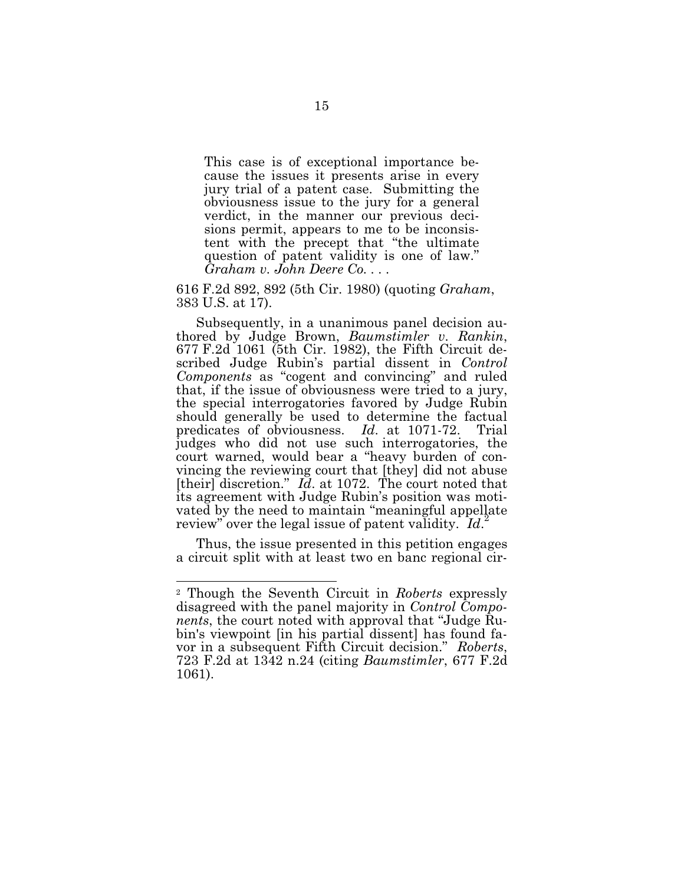> This case is of exceptional importance because the issues it presents arise in every jury trial of a patent case. Submitting the obviousness issue to the jury for a general verdict, in the manner our previous decisions permit, appears to me to be inconsistent with the precept that "the ultimate question of patent validity is one of law." *Graham v. John Deere Co.* . . .

616 F.2d 892, 892 (5th Cir. 1980) (quoting *Graham*, 383 U.S. at 17).

Subsequently, in a unanimous panel decision authored by Judge Brown, *Baumstimler v. Rankin*, 677 F.2d 1061 (5th Cir. 1982), the Fifth Circuit described Judge Rubin's partial dissent in *Control Components* as "cogent and convincing" and ruled that, if the issue of obviousness were tried to a jury, the special interrogatories favored by Judge Rubin should generally be used to determine the factual predicates of obviousness. *Id*. at 1071-72. Trial judges who did not use such interrogatories, the court warned, would bear a "heavy burden of convincing the reviewing court that [they] did not abuse [their] discretion." *Id*. at 1072. The court noted that its agreement with Judge Rubin's position was motivated by the need to maintain "meaningful appellate review" over the legal issue of patent validity. *Id*.[2]

Thus, the issue presented in this petition engages a circuit split with at least two en banc regional cir-

---

[2] Though the Seventh Circuit in *Roberts* expressly disagreed with the panel majority in *Control Components*, the court noted with approval that "Judge Rubin's viewpoint [in his partial dissent] has found favor in a subsequent Fifth Circuit decision." *Roberts*, 723 F.2d at 1342 n.24 (citing *Baumstimler*, 677 F.2d 1061).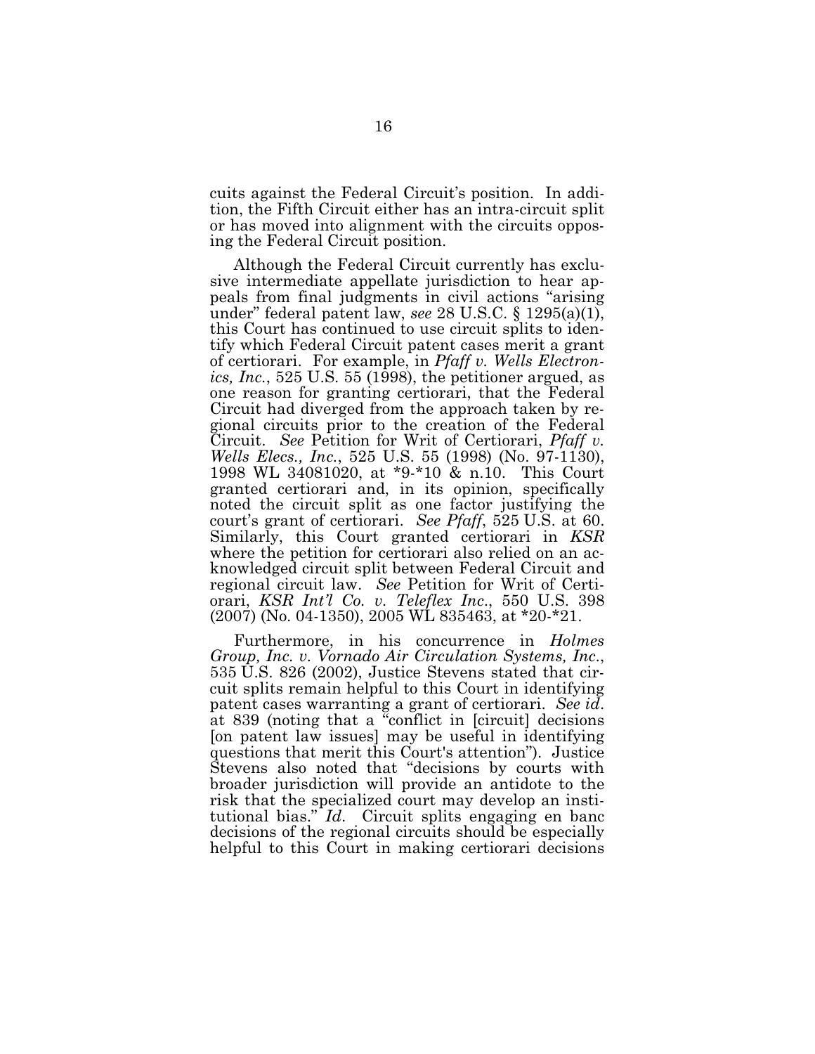cuits against the Federal Circuit's position. In addition, the Fifth Circuit either has an intra-circuit split or has moved into alignment with the circuits opposing the Federal Circuit position.

Although the Federal Circuit currently has exclusive intermediate appellate jurisdiction to hear appeals from final judgments in civil actions "arising under" federal patent law, *see* 28 U.S.C. § 1295(a)(1), this Court has continued to use circuit splits to identify which Federal Circuit patent cases merit a grant of certiorari. For example, in *Pfaff v. Wells Electronics, Inc.*, 525 U.S. 55 (1998), the petitioner argued, as one reason for granting certiorari, that the Federal Circuit had diverged from the approach taken by regional circuits prior to the creation of the Federal Circuit. *See* Petition for Writ of Certiorari, *Pfaff v. Wells Elecs., Inc.*, 525 U.S. 55 (1998) (No. 97-1130), 1998 WL 34081020, at *9-*10 & n.10. This Court granted certiorari and, in its opinion, specifically noted the circuit split as one factor justifying the court's grant of certiorari. *See Pfaff*, 525 U.S. at 60. Similarly, this Court granted certiorari in *KSR* where the petition for certiorari also relied on an acknowledged circuit split between Federal Circuit and regional circuit law. *See* Petition for Writ of Certiorari, *KSR Int'l Co. v. Teleflex Inc.*, 550 U.S. 398 (2007) (No. 04-1350), 2005 WL 835463, at *20-*21.

Furthermore, in his concurrence in *Holmes Group, Inc. v. Vornado Air Circulation Systems, Inc.*, 535 U.S. 826 (2002), Justice Stevens stated that circuit splits remain helpful to this Court in identifying patent cases warranting a grant of certiorari. *See id.* at 839 (noting that a "conflict in [circuit] decisions [on patent law issues] may be useful in identifying questions that merit this Court's attention"). Justice Stevens also noted that "decisions by courts with broader jurisdiction will provide an antidote to the risk that the specialized court may develop an institutional bias." *Id.* Circuit splits engaging en banc decisions of the regional circuits should be especially helpful to this Court in making certiorari decisions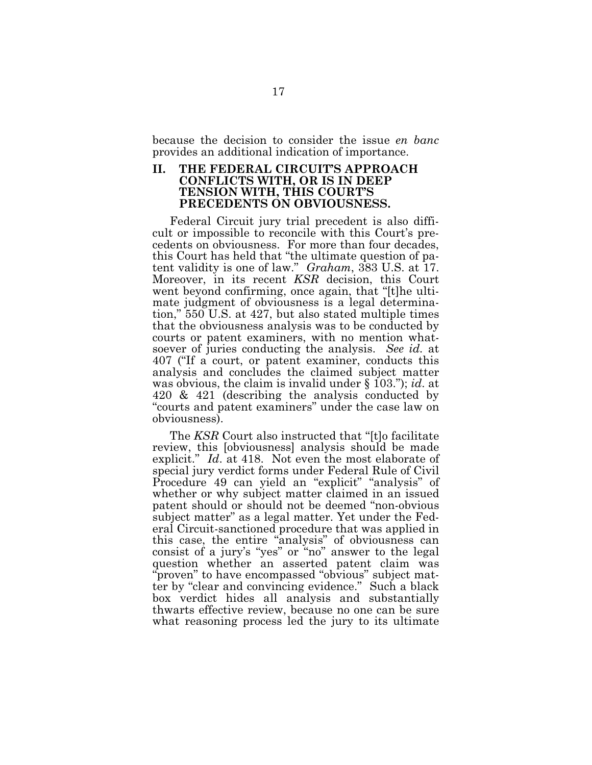because the decision to consider the issue *en banc* provides an additional indication of importance.

## II. THE FEDERAL CIRCUIT'S APPROACH CONFLICTS WITH, OR IS IN DEEP TENSION WITH, THIS COURT'S PRECEDENTS ON OBVIOUSNESS.

Federal Circuit jury trial precedent is also difficult or impossible to reconcile with this Court's precedents on obviousness. For more than four decades, this Court has held that "the ultimate question of patent validity is one of law." *Graham*, 383 U.S. at 17. Moreover, in its recent *KSR* decision, this Court went beyond confirming, once again, that "[t]he ultimate judgment of obviousness is a legal determination," 550 U.S. at 427, but also stated multiple times that the obviousness analysis was to be conducted by courts or patent examiners, with no mention whatsoever of juries conducting the analysis. *See id.* at 407 ("If a court, or patent examiner, conducts this analysis and concludes the claimed subject matter was obvious, the claim is invalid under § 103."); *id*. at 420 & 421 (describing the analysis conducted by "courts and patent examiners" under the case law on obviousness).

The *KSR* Court also instructed that "[t]o facilitate review, this [obviousness] analysis should be made explicit." *Id*. at 418. Not even the most elaborate of special jury verdict forms under Federal Rule of Civil Procedure 49 can yield an "explicit" "analysis" of whether or why subject matter claimed in an issued patent should or should not be deemed "non-obvious subject matter" as a legal matter. Yet under the Federal Circuit-sanctioned procedure that was applied in this case, the entire "analysis" of obviousness can consist of a jury's "yes" or "no" answer to the legal question whether an asserted patent claim was "proven" to have encompassed "obvious" subject matter by "clear and convincing evidence." Such a black box verdict hides all analysis and substantially thwarts effective review, because no one can be sure what reasoning process led the jury to its ultimate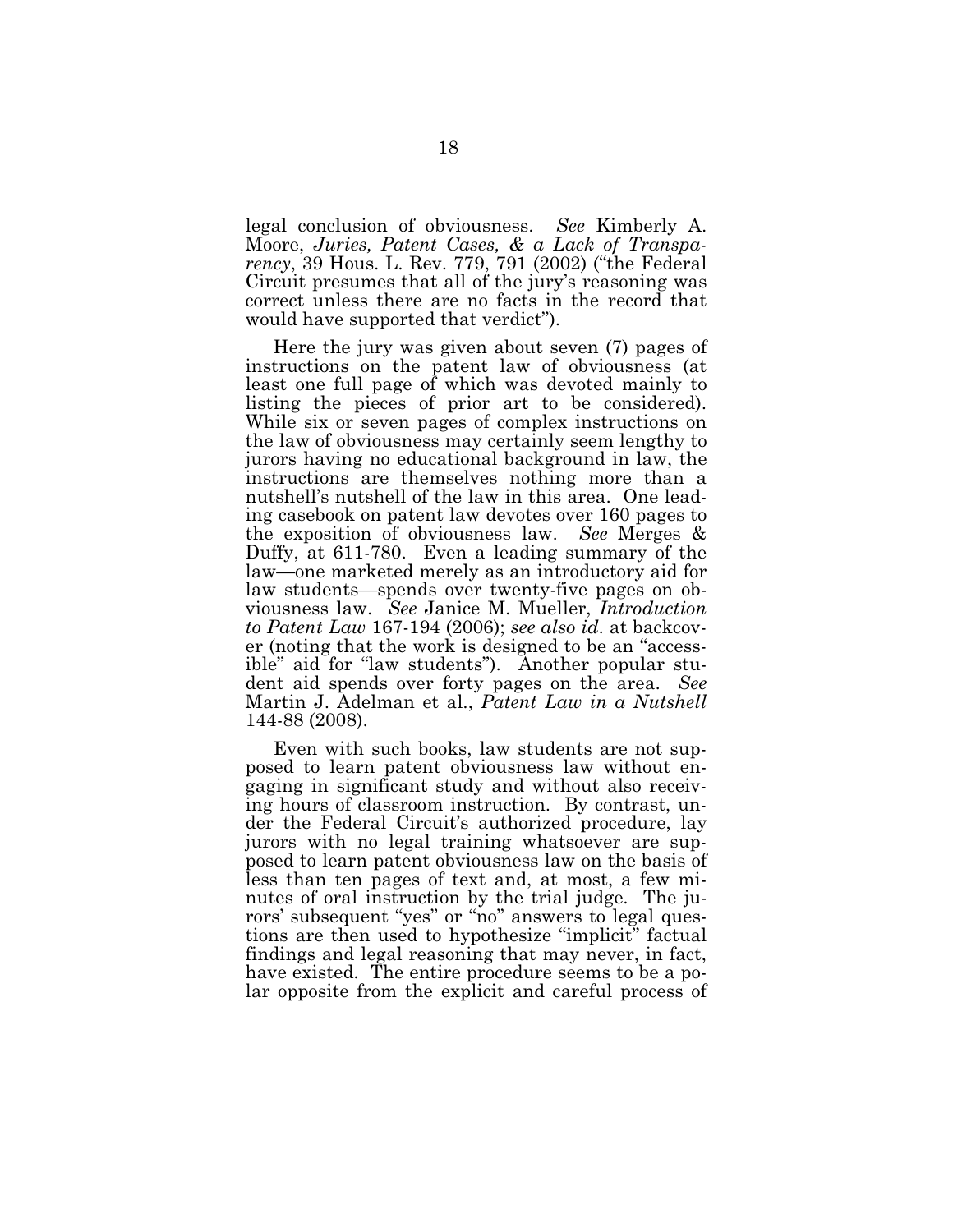legal conclusion of obviousness. *See* Kimberly A. Moore, *Juries, Patent Cases, & a Lack of Transparency*, 39 Hous. L. Rev. 779, 791 (2002) ("the Federal Circuit presumes that all of the jury's reasoning was correct unless there are no facts in the record that would have supported that verdict").

Here the jury was given about seven (7) pages of instructions on the patent law of obviousness (at least one full page of which was devoted mainly to listing the pieces of prior art to be considered). While six or seven pages of complex instructions on the law of obviousness may certainly seem lengthy to jurors having no educational background in law, the instructions are themselves nothing more than a nutshell's nutshell of the law in this area. One leading casebook on patent law devotes over 160 pages to the exposition of obviousness law. *See* Merges & Duffy, at 611-780. Even a leading summary of the law—one marketed merely as an introductory aid for law students—spends over twenty-five pages on obviousness law. *See* Janice M. Mueller, *Introduction to Patent Law* 167-194 (2006); *see also id*. at backcover (noting that the work is designed to be an "accessible" aid for "law students"). Another popular student aid spends over forty pages on the area. *See* Martin J. Adelman et al., *Patent Law in a Nutshell* 144-88 (2008).

Even with such books, law students are not supposed to learn patent obviousness law without engaging in significant study and without also receiving hours of classroom instruction. By contrast, under the Federal Circuit's authorized procedure, lay jurors with no legal training whatsoever are supposed to learn patent obviousness law on the basis of less than ten pages of text and, at most, a few minutes of oral instruction by the trial judge. The jurors' subsequent "yes" or "no" answers to legal questions are then used to hypothesize "implicit" factual findings and legal reasoning that may never, in fact, have existed. The entire procedure seems to be a polar opposite from the explicit and careful process of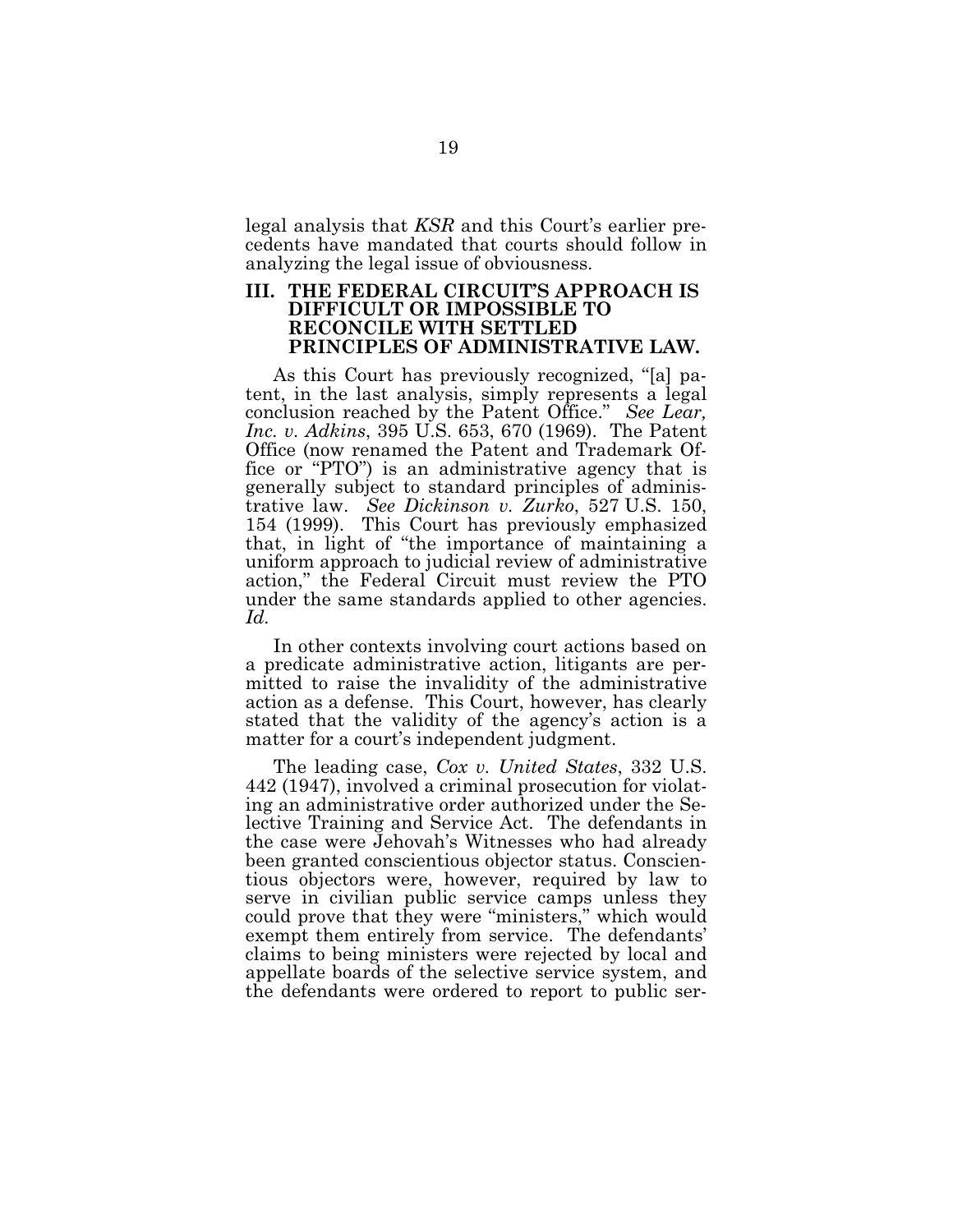legal analysis that *KSR* and this Court's earlier precedents have mandated that courts should follow in analyzing the legal issue of obviousness.

## III. THE FEDERAL CIRCUIT'S APPROACH IS DIFFICULT OR IMPOSSIBLE TO RECONCILE WITH SETTLED PRINCIPLES OF ADMINISTRATIVE LAW.

As this Court has previously recognized, "[a] patent, in the last analysis, simply represents a legal conclusion reached by the Patent Office." *See Lear, Inc. v. Adkins*, 395 U.S. 653, 670 (1969). The Patent Office (now renamed the Patent and Trademark Office or "PTO") is an administrative agency that is generally subject to standard principles of administrative law. *See Dickinson v. Zurko*, 527 U.S. 150, 154 (1999). This Court has previously emphasized that, in light of "the importance of maintaining a uniform approach to judicial review of administrative action," the Federal Circuit must review the PTO under the same standards applied to other agencies. *Id.*

In other contexts involving court actions based on a predicate administrative action, litigants are permitted to raise the invalidity of the administrative action as a defense. This Court, however, has clearly stated that the validity of the agency's action is a matter for a court's independent judgment.

The leading case, *Cox v. United States*, 332 U.S. 442 (1947), involved a criminal prosecution for violating an administrative order authorized under the Selective Training and Service Act. The defendants in the case were Jehovah's Witnesses who had already been granted conscientious objector status. Conscientious objectors were, however, required by law to serve in civilian public service camps unless they could prove that they were "ministers," which would exempt them entirely from service. The defendants' claims to being ministers were rejected by local and appellate boards of the selective service system, and the defendants were ordered to report to public ser-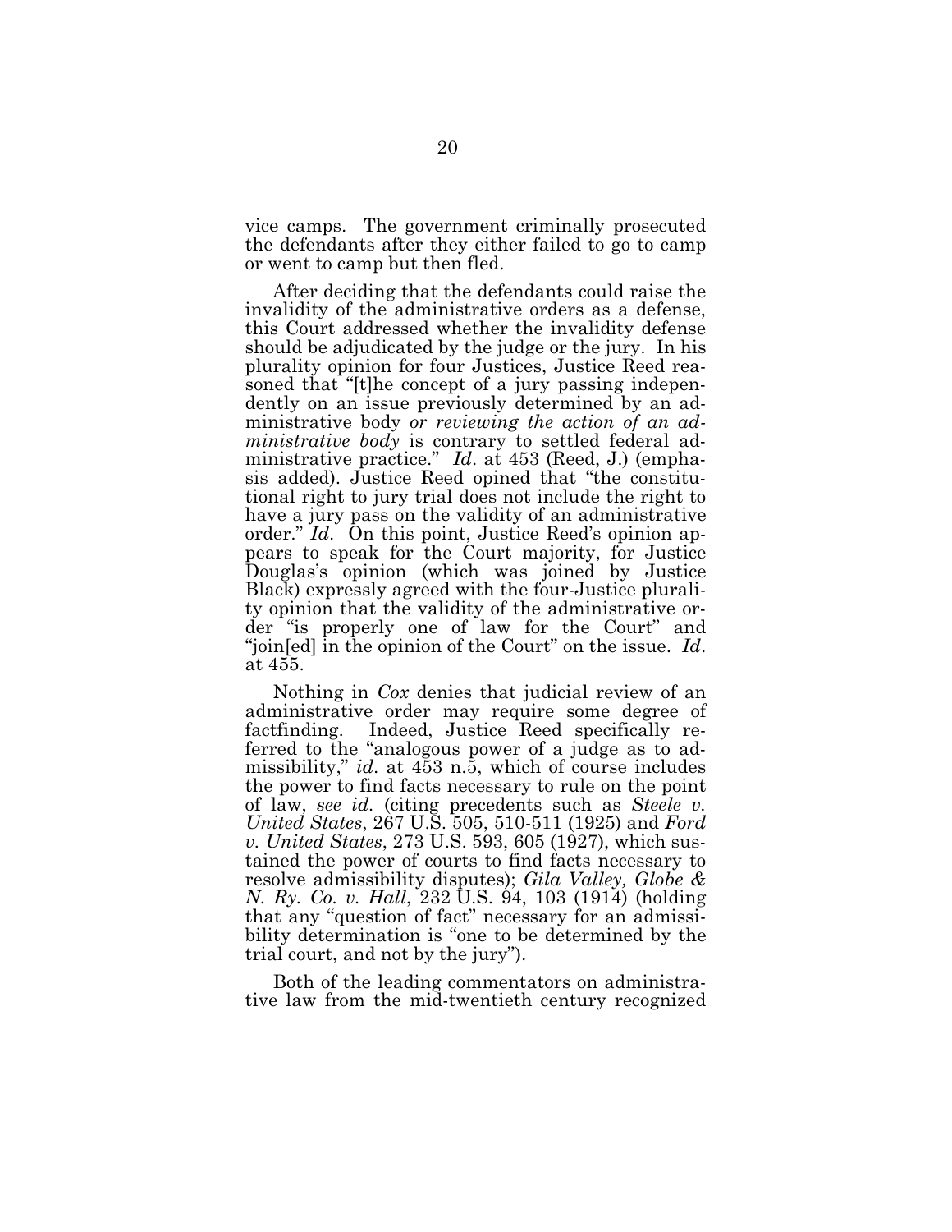vice camps. The government criminally prosecuted the defendants after they either failed to go to camp or went to camp but then fled.

After deciding that the defendants could raise the invalidity of the administrative orders as a defense, this Court addressed whether the invalidity defense should be adjudicated by the judge or the jury. In his plurality opinion for four Justices, Justice Reed reasoned that "[t]he concept of a jury passing independently on an issue previously determined by an administrative body *or reviewing the action of an administrative body* is contrary to settled federal administrative practice." *Id*. at 453 (Reed, J.) (emphasis added). Justice Reed opined that "the constitutional right to jury trial does not include the right to have a jury pass on the validity of an administrative order." *Id*. On this point, Justice Reed's opinion appears to speak for the Court majority, for Justice Douglas's opinion (which was joined by Justice Black) expressly agreed with the four-Justice plurality opinion that the validity of the administrative order "is properly one of law for the Court" and "join[ed] in the opinion of the Court" on the issue. *Id*. at 455.

Nothing in *Cox* denies that judicial review of an administrative order may require some degree of factfinding. Indeed, Justice Reed specifically referred to the "analogous power of a judge as to admissibility," *id*. at 453 n.5, which of course includes the power to find facts necessary to rule on the point of law, *see id*. (citing precedents such as *Steele v. United States*, 267 U.S. 505, 510-511 (1925) and *Ford v. United States*, 273 U.S. 593, 605 (1927), which sustained the power of courts to find facts necessary to resolve admissibility disputes); *Gila Valley, Globe & N. Ry. Co. v. Hall*, 232 U.S. 94, 103 (1914) (holding that any "question of fact" necessary for an admissibility determination is "one to be determined by the trial court, and not by the jury").

Both of the leading commentators on administrative law from the mid-twentieth century recognized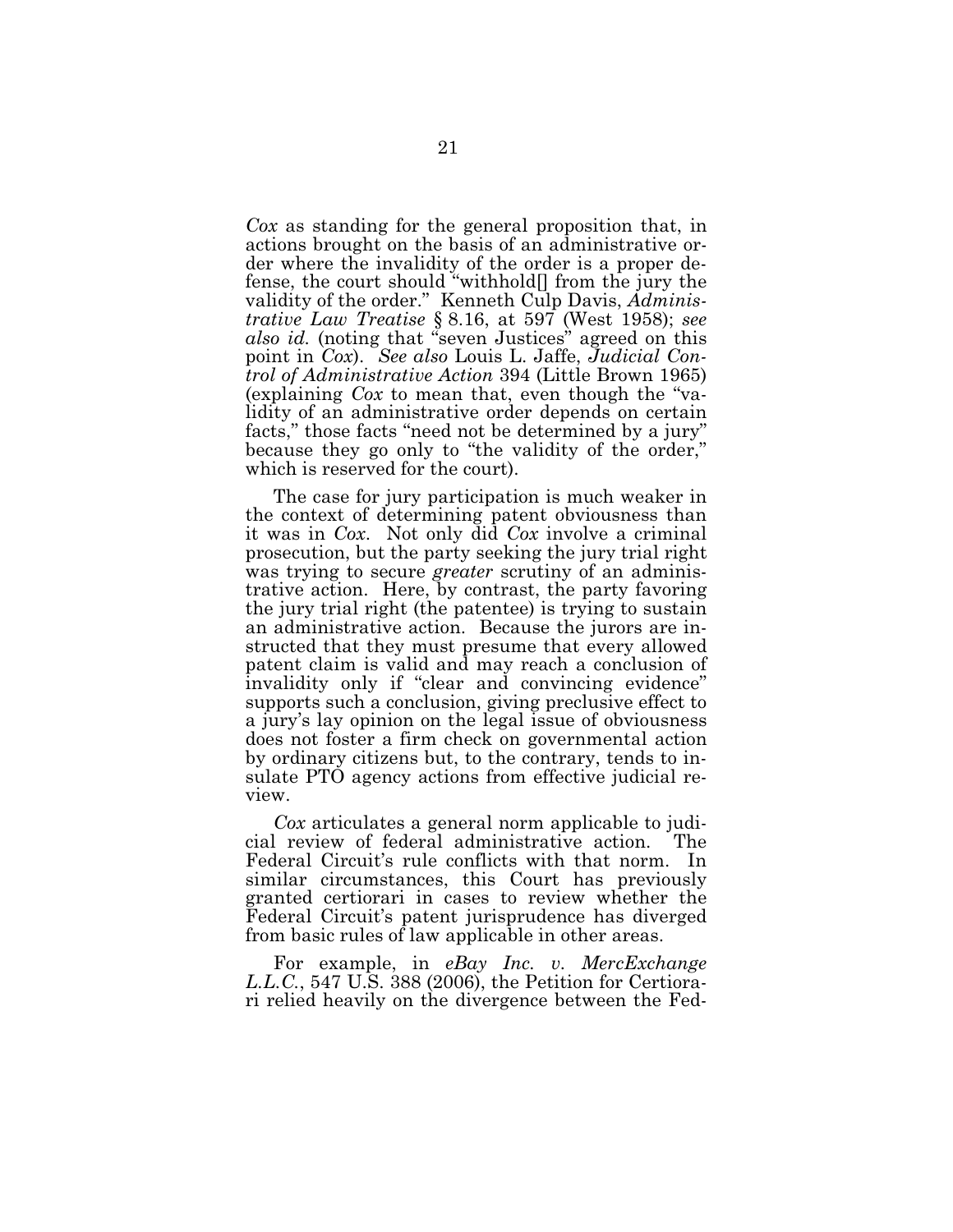*Cox* as standing for the general proposition that, in actions brought on the basis of an administrative order where the invalidity of the order is a proper defense, the court should "withhold[] from the jury the validity of the order." Kenneth Culp Davis, *Administrative Law Treatise* § 8.16, at 597 (West 1958); *see also id.* (noting that "seven Justices" agreed on this point in *Cox*). *See also* Louis L. Jaffe, *Judicial Control of Administrative Action* 394 (Little Brown 1965) (explaining *Cox* to mean that, even though the "validity of an administrative order depends on certain facts," those facts "need not be determined by a jury" because they go only to "the validity of the order," which is reserved for the court).

The case for jury participation is much weaker in the context of determining patent obviousness than it was in *Cox*. Not only did *Cox* involve a criminal prosecution, but the party seeking the jury trial right was trying to secure *greater* scrutiny of an administrative action. Here, by contrast, the party favoring the jury trial right (the patentee) is trying to sustain an administrative action. Because the jurors are instructed that they must presume that every allowed patent claim is valid and may reach a conclusion of invalidity only if "clear and convincing evidence" supports such a conclusion, giving preclusive effect to a jury's lay opinion on the legal issue of obviousness does not foster a firm check on governmental action by ordinary citizens but, to the contrary, tends to insulate PTO agency actions from effective judicial review.

*Cox* articulates a general norm applicable to judicial review of federal administrative action. The Federal Circuit's rule conflicts with that norm. In similar circumstances, this Court has previously granted certiorari in cases to review whether the Federal Circuit's patent jurisprudence has diverged from basic rules of law applicable in other areas.

For example, in *eBay Inc. v. MercExchange L.L.C.*, 547 U.S. 388 (2006), the Petition for Certiorari relied heavily on the divergence between the Fed-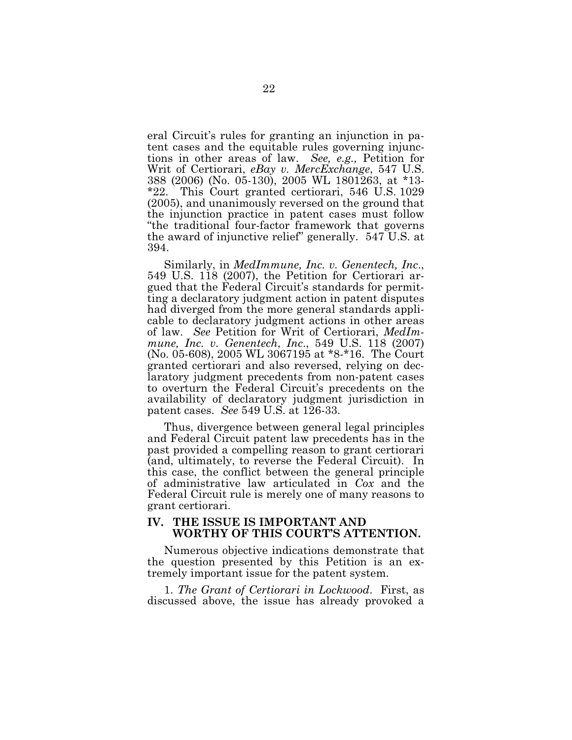eral Circuit's rules for granting an injunction in patent cases and the equitable rules governing injunctions in other areas of law. *See, e.g.,* Petition for Writ of Certiorari, *eBay v. MercExchange*, 547 U.S. 388 (2006) (No. 05-130), 2005 WL 1801263, at *13-*22. This Court granted certiorari, 546 U.S. 1029 (2005), and unanimously reversed on the ground that the injunction practice in patent cases must follow "the traditional four-factor framework that governs the award of injunctive relief" generally. 547 U.S. at 394.

Similarly, in *MedImmune, Inc. v. Genentech, Inc*., 549 U.S. 118 (2007), the Petition for Certiorari argued that the Federal Circuit's standards for permitting a declaratory judgment action in patent disputes had diverged from the more general standards applicable to declaratory judgment actions in other areas of law. *See* Petition for Writ of Certiorari, *MedImmune, Inc. v. Genentech, Inc*., 549 U.S. 118 (2007) (No. 05-608), 2005 WL 3067195 at *8-*16. The Court granted certiorari and also reversed, relying on declaratory judgment precedents from non-patent cases to overturn the Federal Circuit's precedents on the availability of declaratory judgment jurisdiction in patent cases. *See* 549 U.S. at 126-33.

Thus, divergence between general legal principles and Federal Circuit patent law precedents has in the past provided a compelling reason to grant certiorari (and, ultimately, to reverse the Federal Circuit). In this case, the conflict between the general principle of administrative law articulated in *Cox* and the Federal Circuit rule is merely one of many reasons to grant certiorari.

## IV. THE ISSUE IS IMPORTANT AND WORTHY OF THIS COURT'S ATTENTION.

Numerous objective indications demonstrate that the question presented by this Petition is an extremely important issue for the patent system.

1. *The Grant of Certiorari in Lockwood*. First, as discussed above, the issue has already provoked a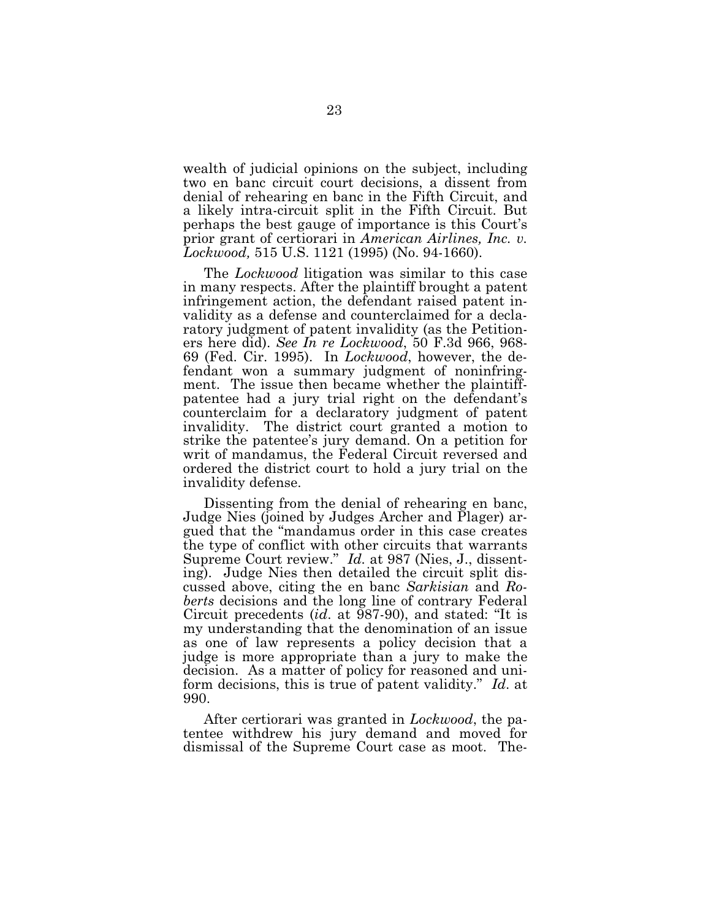wealth of judicial opinions on the subject, including two en banc circuit court decisions, a dissent from denial of rehearing en banc in the Fifth Circuit, and a likely intra-circuit split in the Fifth Circuit. But perhaps the best gauge of importance is this Court's prior grant of certiorari in *American Airlines, Inc. v. Lockwood,* 515 U.S. 1121 (1995) (No. 94-1660).

The *Lockwood* litigation was similar to this case in many respects. After the plaintiff brought a patent infringement action, the defendant raised patent invalidity as a defense and counterclaimed for a declaratory judgment of patent invalidity (as the Petitioners here did). *See In re Lockwood*, 50 F.3d 966, 968-69 (Fed. Cir. 1995). In *Lockwood*, however, the defendant won a summary judgment of noninfringment. The issue then became whether the plaintiff-patentee had a jury trial right on the defendant's counterclaim for a declaratory judgment of patent invalidity. The district court granted a motion to strike the patentee's jury demand. On a petition for writ of mandamus, the Federal Circuit reversed and ordered the district court to hold a jury trial on the invalidity defense.

Dissenting from the denial of rehearing en banc, Judge Nies (joined by Judges Archer and Plager) argued that the "mandamus order in this case creates the type of conflict with other circuits that warrants Supreme Court review." *Id.* at 987 (Nies, J., dissenting). Judge Nies then detailed the circuit split discussed above, citing the en banc *Sarkisian* and *Roberts* decisions and the long line of contrary Federal Circuit precedents (*id*. at 987-90), and stated: "It is my understanding that the denomination of an issue as one of law represents a policy decision that a judge is more appropriate than a jury to make the decision. As a matter of policy for reasoned and uniform decisions, this is true of patent validity." *Id*. at 990.

After certiorari was granted in *Lockwood*, the patentee withdrew his jury demand and moved for dismissal of the Supreme Court case as moot. The-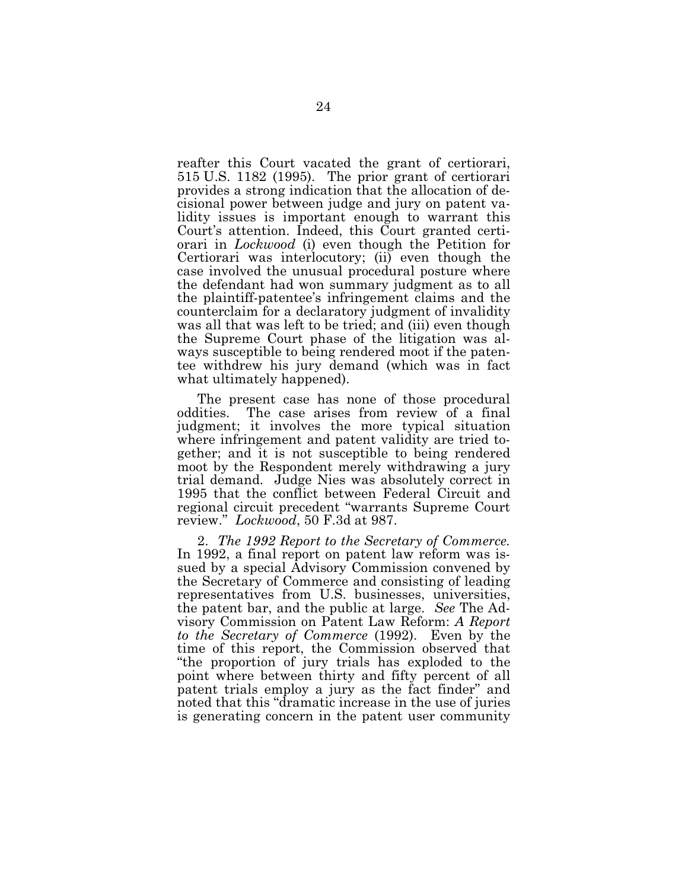reafter this Court vacated the grant of certiorari, 515 U.S. 1182 (1995). The prior grant of certiorari provides a strong indication that the allocation of decisional power between judge and jury on patent validity issues is important enough to warrant this Court's attention. Indeed, this Court granted certiorari in *Lockwood* (i) even though the Petition for Certiorari was interlocutory; (ii) even though the case involved the unusual procedural posture where the defendant had won summary judgment as to all the plaintiff-patentee's infringement claims and the counterclaim for a declaratory judgment of invalidity was all that was left to be tried; and (iii) even though the Supreme Court phase of the litigation was always susceptible to being rendered moot if the patentee withdrew his jury demand (which was in fact what ultimately happened).

The present case has none of those procedural oddities. The case arises from review of a final judgment; it involves the more typical situation where infringement and patent validity are tried together; and it is not susceptible to being rendered moot by the Respondent merely withdrawing a jury trial demand. Judge Nies was absolutely correct in 1995 that the conflict between Federal Circuit and regional circuit precedent "warrants Supreme Court review." *Lockwood*, 50 F.3d at 987.

2. *The 1992 Report to the Secretary of Commerce.* In 1992, a final report on patent law reform was issued by a special Advisory Commission convened by the Secretary of Commerce and consisting of leading representatives from U.S. businesses, universities, the patent bar, and the public at large. *See* The Advisory Commission on Patent Law Reform: *A Report to the Secretary of Commerce* (1992). Even by the time of this report, the Commission observed that "the proportion of jury trials has exploded to the point where between thirty and fifty percent of all patent trials employ a jury as the fact finder" and noted that this "dramatic increase in the use of juries is generating concern in the patent user community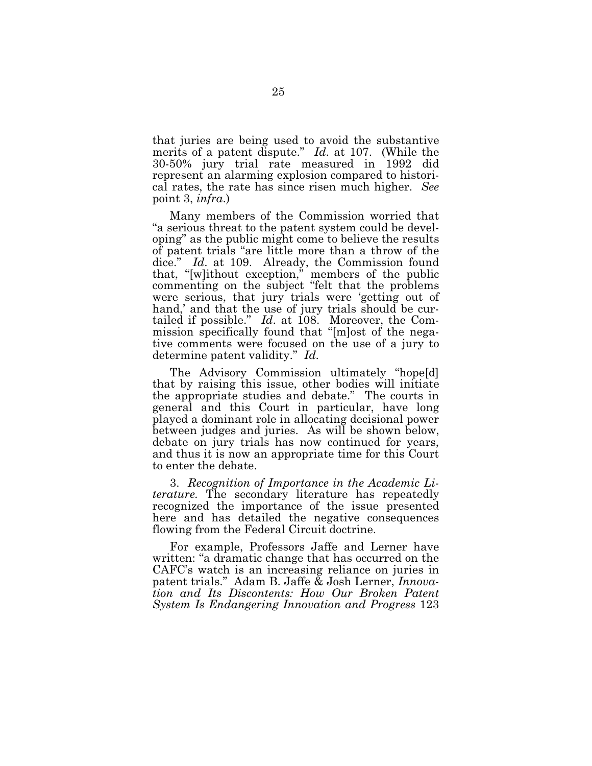that juries are being used to avoid the substantive merits of a patent dispute." *Id*. at 107. (While the 30-50% jury trial rate measured in 1992 did represent an alarming explosion compared to historical rates, the rate has since risen much higher. *See* point 3, *infra*.)

Many members of the Commission worried that "a serious threat to the patent system could be developing" as the public might come to believe the results of patent trials "are little more than a throw of the dice." *Id*. at 109. Already, the Commission found that, "[w]ithout exception," members of the public commenting on the subject "felt that the problems were serious, that jury trials were 'getting out of hand,' and that the use of jury trials should be curtailed if possible." *Id*. at 108. Moreover, the Commission specifically found that "[m]ost of the negative comments were focused on the use of a jury to determine patent validity." *Id*.

The Advisory Commission ultimately "hope[d] that by raising this issue, other bodies will initiate the appropriate studies and debate." The courts in general and this Court in particular, have long played a dominant role in allocating decisional power between judges and juries. As will be shown below, debate on jury trials has now continued for years, and thus it is now an appropriate time for this Court to enter the debate.

3. *Recognition of Importance in the Academic Literature.* The secondary literature has repeatedly recognized the importance of the issue presented here and has detailed the negative consequences flowing from the Federal Circuit doctrine.

For example, Professors Jaffe and Lerner have written: "a dramatic change that has occurred on the CAFC's watch is an increasing reliance on juries in patent trials." Adam B. Jaffe & Josh Lerner, *Innovation and Its Discontents: How Our Broken Patent System Is Endangering Innovation and Progress* 123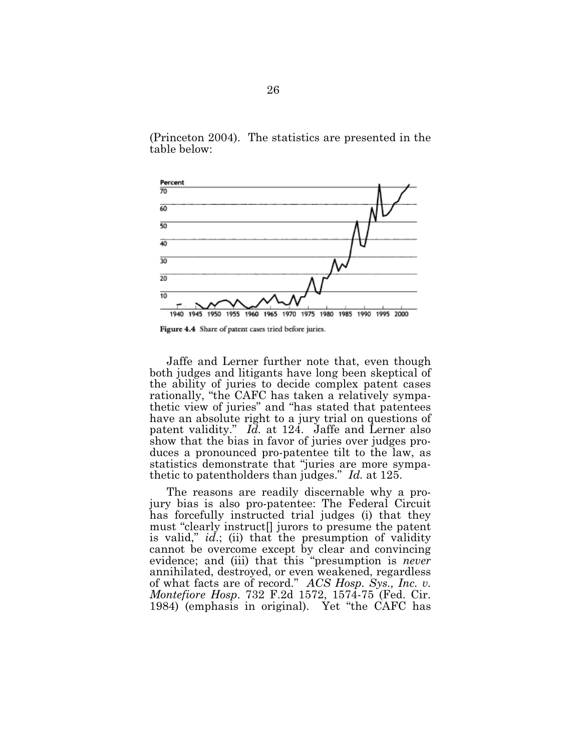(Princeton 2004). The statistics are presented in the table below:

Figure 4.4 Share of patent cases tried before juries.

Jaffe and Lerner further note that, even though both judges and litigants have long been skeptical of the ability of juries to decide complex patent cases rationally, "the CAFC has taken a relatively sympathetic view of juries" and "has stated that patentees have an absolute right to a jury trial on questions of patent validity." *Id.* at 124. Jaffe and Lerner also show that the bias in favor of juries over judges produces a pronounced pro-patentee tilt to the law, as statistics demonstrate that "juries are more sympathetic to patentholders than judges." *Id.* at 125.

The reasons are readily discernable why a pro-jury bias is also pro-patentee: The Federal Circuit has forcefully instructed trial judges (i) that they must "clearly instruct[] jurors to presume the patent is valid," *id.*; (ii) that the presumption of validity cannot be overcome except by clear and convincing evidence; and (iii) that this "presumption is *never* annihilated, destroyed, or even weakened, regardless of what facts are of record." *ACS Hosp. Sys., Inc. v. Montefiore Hosp*. 732 F.2d 1572, 1574-75 (Fed. Cir. 1984) (emphasis in original). Yet "the CAFC has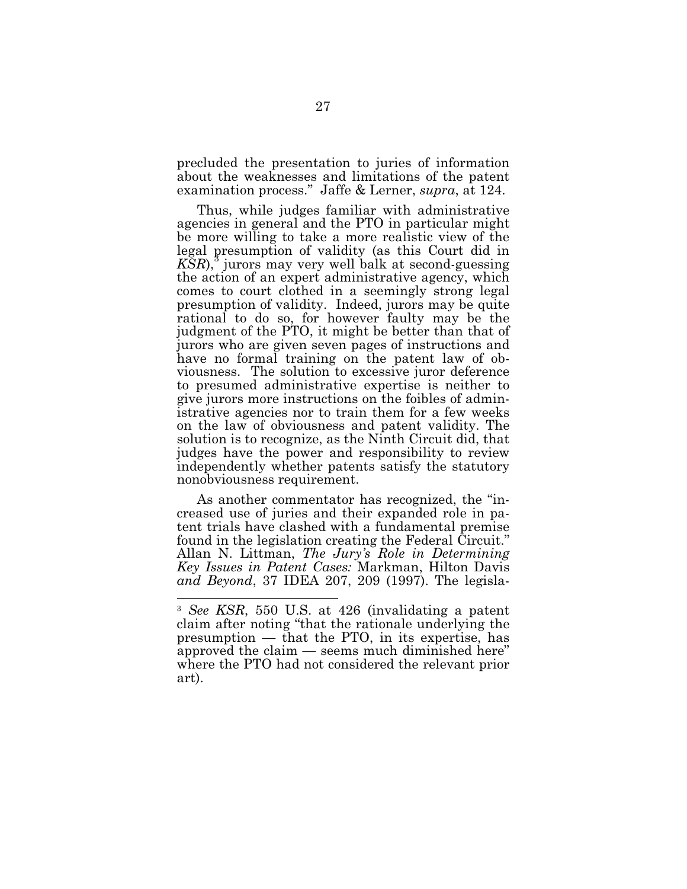precluded the presentation to juries of information about the weaknesses and limitations of the patent examination process." Jaffe & Lerner, *supra*, at 124.

Thus, while judges familiar with administrative agencies in general and the PTO in particular might be more willing to take a more realistic view of the legal presumption of validity (as this Court did in *KSR*),[3] jurors may very well balk at second-guessing the action of an expert administrative agency, which comes to court clothed in a seemingly strong legal presumption of validity. Indeed, jurors may be quite rational to do so, for however faulty may be the judgment of the PTO, it might be better than that of jurors who are given seven pages of instructions and have no formal training on the patent law of obviousness. The solution to excessive juror deference to presumed administrative expertise is neither to give jurors more instructions on the foibles of administrative agencies nor to train them for a few weeks on the law of obviousness and patent validity. The solution is to recognize, as the Ninth Circuit did, that judges have the power and responsibility to review independently whether patents satisfy the statutory nonobviousness requirement.

As another commentator has recognized, the "increased use of juries and their expanded role in patent trials have clashed with a fundamental premise found in the legislation creating the Federal Circuit." Allan N. Littman, *The Jury's Role in Determining Key Issues in Patent Cases:* Markman, Hilton Davis *and Beyond*, 37 IDEA 207, 209 (1997). The legisla-

---

[3] *See KSR*, 550 U.S. at 426 (invalidating a patent claim after noting "that the rationale underlying the presumption — that the PTO, in its expertise, has approved the claim — seems much diminished here" where the PTO had not considered the relevant prior art).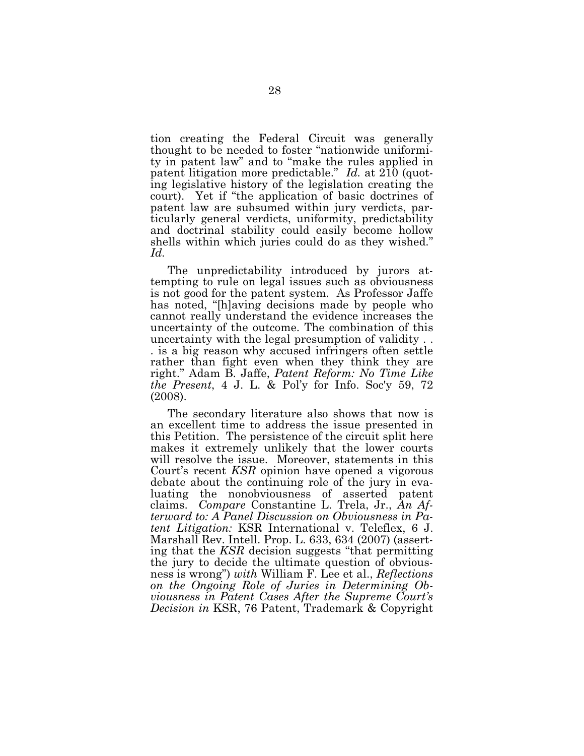tion creating the Federal Circuit was generally thought to be needed to foster "nationwide uniformity in patent law" and to "make the rules applied in patent litigation more predictable." *Id.* at 210 (quoting legislative history of the legislation creating the court). Yet if "the application of basic doctrines of patent law are subsumed within jury verdicts, particularly general verdicts, uniformity, predictability and doctrinal stability could easily become hollow shells within which juries could do as they wished." *Id.*

The unpredictability introduced by jurors attempting to rule on legal issues such as obviousness is not good for the patent system. As Professor Jaffe has noted, "[h]aving decisions made by people who cannot really understand the evidence increases the uncertainty of the outcome. The combination of this uncertainty with the legal presumption of validity . . . is a big reason why accused infringers often settle rather than fight even when they think they are right." Adam B. Jaffe, *Patent Reform: No Time Like the Present*, 4 J. L. & Pol'y for Info. Soc'y 59, 72 (2008).

The secondary literature also shows that now is an excellent time to address the issue presented in this Petition. The persistence of the circuit split here makes it extremely unlikely that the lower courts will resolve the issue. Moreover, statements in this Court's recent *KSR* opinion have opened a vigorous debate about the continuing role of the jury in evaluating the nonobviousness of asserted patent claims. *Compare* Constantine L. Trela, Jr., *An Afterward to: A Panel Discussion on Obviousness in Patent Litigation:* KSR International v. Teleflex, 6 J. Marshall Rev. Intell. Prop. L. 633, 634 (2007) (asserting that the *KSR* decision suggests "that permitting the jury to decide the ultimate question of obviousness is wrong") *with* William F. Lee et al., *Reflections on the Ongoing Role of Juries in Determining Obviousness in Patent Cases After the Supreme Court's Decision in* KSR, 76 Patent, Trademark & Copyright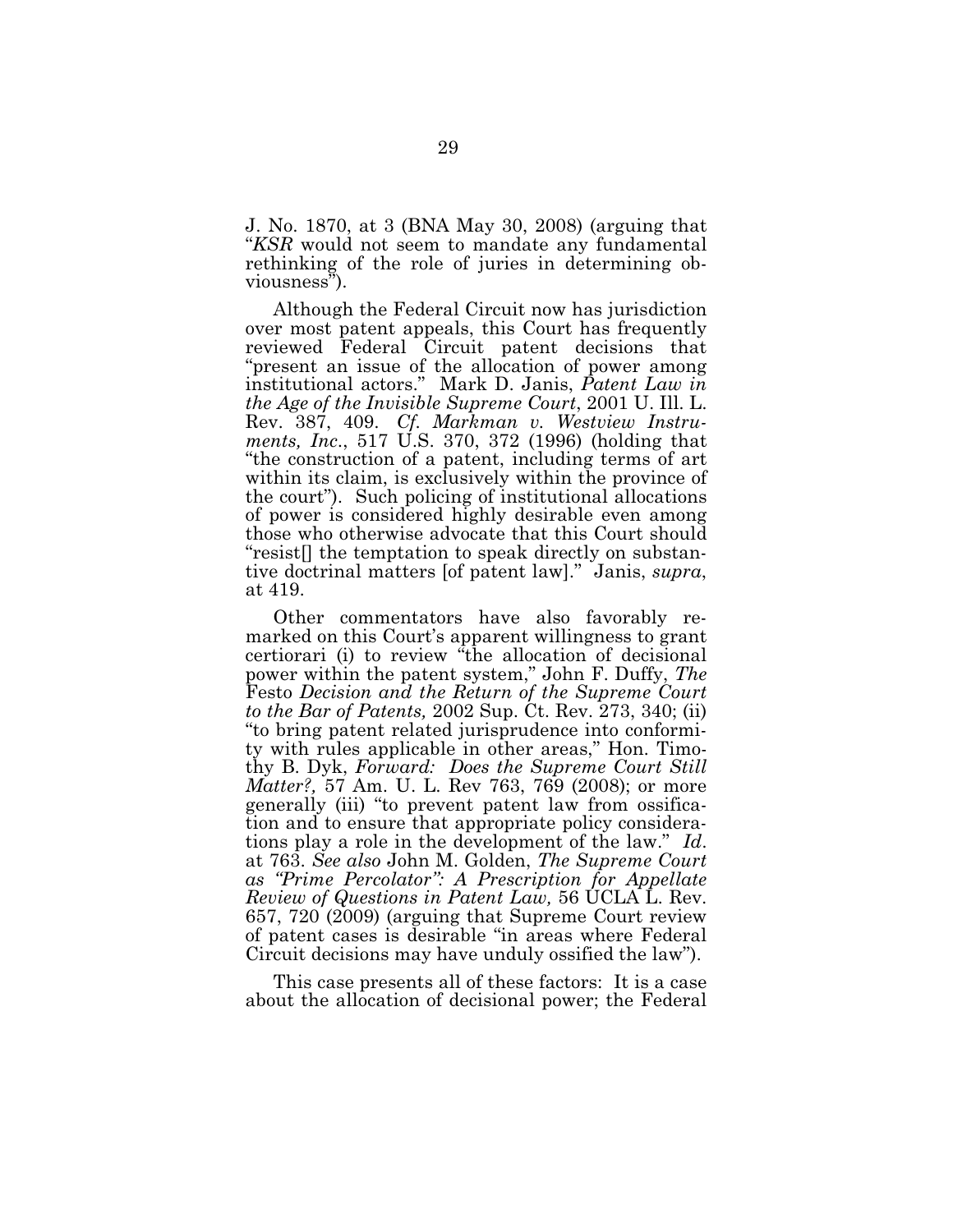J. No. 1870, at 3 (BNA May 30, 2008) (arguing that "*KSR* would not seem to mandate any fundamental rethinking of the role of juries in determining obviousness").

Although the Federal Circuit now has jurisdiction over most patent appeals, this Court has frequently reviewed Federal Circuit patent decisions that "present an issue of the allocation of power among institutional actors." Mark D. Janis, *Patent Law in the Age of the Invisible Supreme Court*, 2001 U. Ill. L. Rev. 387, 409. *Cf. Markman v. Westview Instruments, Inc.*, 517 U.S. 370, 372 (1996) (holding that "the construction of a patent, including terms of art within its claim, is exclusively within the province of the court"). Such policing of institutional allocations of power is considered highly desirable even among those who otherwise advocate that this Court should "resist[] the temptation to speak directly on substantive doctrinal matters [of patent law]." Janis, *supra*, at 419.

Other commentators have also favorably remarked on this Court's apparent willingness to grant certiorari (i) to review "the allocation of decisional power within the patent system," John F. Duffy, *The* Festo *Decision and the Return of the Supreme Court to the Bar of Patents,* 2002 Sup. Ct. Rev. 273, 340; (ii) "to bring patent related jurisprudence into conformity with rules applicable in other areas," Hon. Timothy B. Dyk, *Forward: Does the Supreme Court Still Matter?,* 57 Am. U. L. Rev 763, 769 (2008); or more generally (iii) "to prevent patent law from ossification and to ensure that appropriate policy considerations play a role in the development of the law." *Id*. at 763. *See also* John M. Golden, *The Supreme Court as "Prime Percolator": A Prescription for Appellate Review of Questions in Patent Law,* 56 UCLA L. Rev. 657, 720 (2009) (arguing that Supreme Court review of patent cases is desirable "in areas where Federal Circuit decisions may have unduly ossified the law").

This case presents all of these factors: It is a case about the allocation of decisional power; the Federal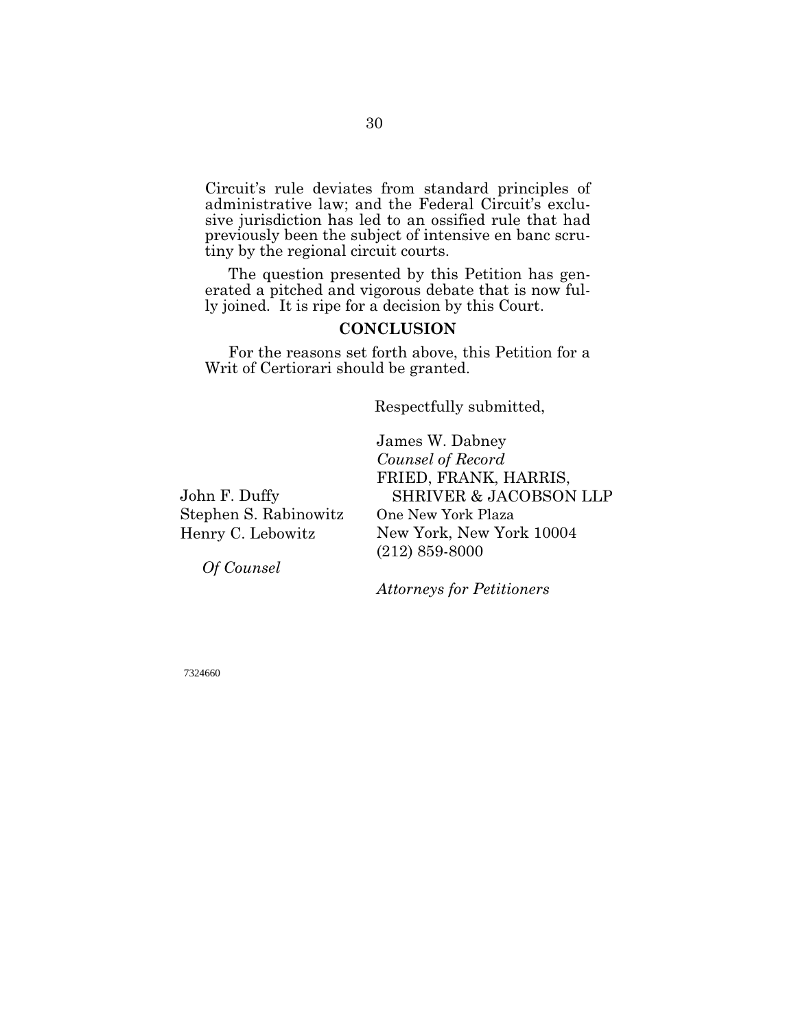Circuit's rule deviates from standard principles of administrative law; and the Federal Circuit's exclusive jurisdiction has led to an ossified rule that had previously been the subject of intensive en banc scrutiny by the regional circuit courts.

The question presented by this Petition has generated a pitched and vigorous debate that is now fully joined. It is ripe for a decision by this Court.

## CONCLUSION

For the reasons set forth above, this Petition for a Writ of Certiorari should be granted.

Respectfully submitted,

James W. Dabney
*Counsel of Record*
FRIED, FRANK, HARRIS,
SHRIVER & JACOBSON LLP
One New York Plaza
New York, New York 10004
(212) 859-8000

*Attorneys for Petitioners*

John F. Duffy
Stephen S. Rabinowitz
Henry C. Lebowitz

*Of Counsel*

7324660